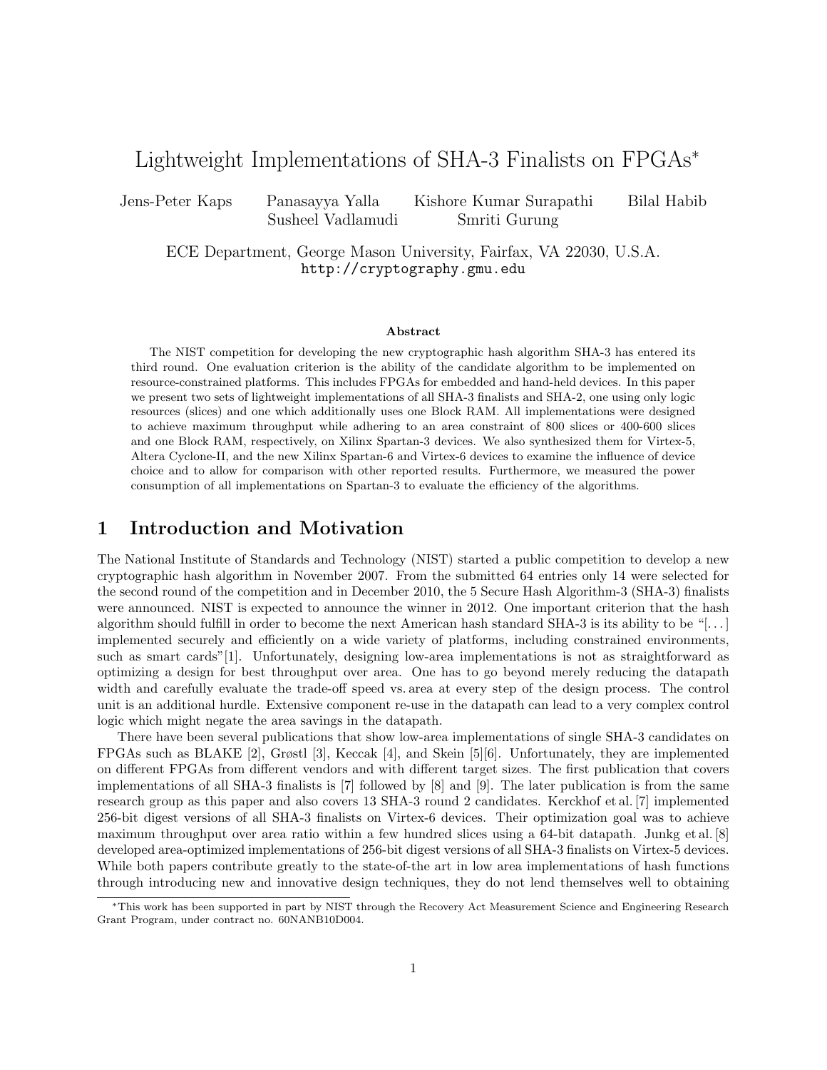# Lightweight Implementations of SHA-3 Finalists on FPGAs*

Jens-Peter Kaps  Panasayya Yalla  Kishore Kumar Surapathi  Bilal Habib
Susheel Vadlamudi  Smriti Gurung

ECE Department, George Mason University, Fairfax, VA 22030, U.S.A.
http://cryptography.gmu.edu

**Abstract**

The NIST competition for developing the new cryptographic hash algorithm SHA-3 has entered its third round. One evaluation criterion is the ability of the candidate algorithm to be implemented on resource-constrained platforms. This includes FPGAs for embedded and hand-held devices. In this paper we present two sets of lightweight implementations of all SHA-3 finalists and SHA-2, one using only logic resources (slices) and one which additionally uses one Block RAM. All implementations were designed to achieve maximum throughput while adhering to an area constraint of 800 slices or 400-600 slices and one Block RAM, respectively, on Xilinx Spartan-3 devices. We also synthesized them for Virtex-5, Altera Cyclone-II, and the new Xilinx Spartan-6 and Virtex-6 devices to examine the influence of device choice and to allow for comparison with other reported results. Furthermore, we measured the power consumption of all implementations on Spartan-3 to evaluate the efficiency of the algorithms.

## 1 Introduction and Motivation

The National Institute of Standards and Technology (NIST) started a public competition to develop a new cryptographic hash algorithm in November 2007. From the submitted 64 entries only 14 were selected for the second round of the competition and in December 2010, the 5 Secure Hash Algorithm-3 (SHA-3) finalists were announced. NIST is expected to announce the winner in 2012. One important criterion that the hash algorithm should fulfill in order to become the next American hash standard SHA-3 is its ability to be "[...] implemented securely and efficiently on a wide variety of platforms, including constrained environments, such as smart cards"[1]. Unfortunately, designing low-area implementations is not as straightforward as optimizing a design for best throughput over area. One has to go beyond merely reducing the datapath width and carefully evaluate the trade-off speed vs. area at every step of the design process. The control unit is an additional hurdle. Extensive component re-use in the datapath can lead to a very complex control logic which might negate the area savings in the datapath.

There have been several publications that show low-area implementations of single SHA-3 candidates on FPGAs such as BLAKE [2], Grøstl [3], Keccak [4], and Skein [5][6]. Unfortunately, they are implemented on different FPGAs from different vendors and with different target sizes. The first publication that covers implementations of all SHA-3 finalists is [7] followed by [8] and [9]. The later publication is from the same research group as this paper and also covers 13 SHA-3 round 2 candidates. Kerckhof et al. [7] implemented 256-bit digest versions of all SHA-3 finalists on Virtex-6 devices. Their optimization goal was to achieve maximum throughput over area ratio within a few hundred slices using a 64-bit datapath. Junkg et al. [8] developed area-optimized implementations of 256-bit digest versions of all SHA-3 finalists on Virtex-5 devices. While both papers contribute greatly to the state-of-the art in low area implementations of hash functions through introducing new and innovative design techniques, they do not lend themselves well to obtaining

*This work has been supported in part by NIST through the Recovery Act Measurement Science and Engineering Research Grant Program, under contract no. 60NANB10D004.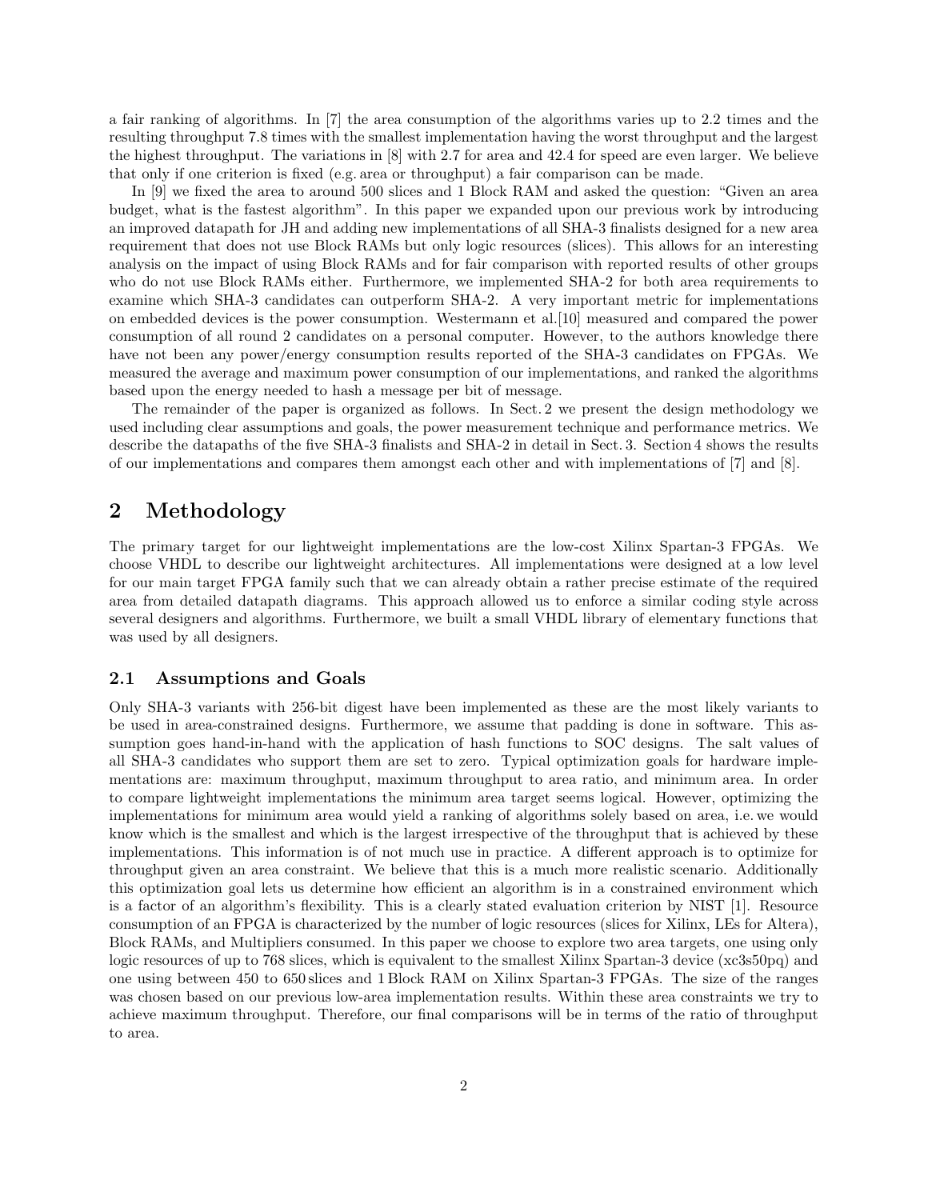a fair ranking of algorithms. In [7] the area consumption of the algorithms varies up to 2.2 times and the resulting throughput 7.8 times with the smallest implementation having the worst throughput and the largest the highest throughput. The variations in [8] with 2.7 for area and 42.4 for speed are even larger. We believe that only if one criterion is fixed (e.g. area or throughput) a fair comparison can be made.

In [9] we fixed the area to around 500 slices and 1 Block RAM and asked the question: "Given an area budget, what is the fastest algorithm". In this paper we expanded upon our previous work by introducing an improved datapath for JH and adding new implementations of all SHA-3 finalists designed for a new area requirement that does not use Block RAMs but only logic resources (slices). This allows for an interesting analysis on the impact of using Block RAMs and for fair comparison with reported results of other groups who do not use Block RAMs either. Furthermore, we implemented SHA-2 for both area requirements to examine which SHA-3 candidates can outperform SHA-2. A very important metric for implementations on embedded devices is the power consumption. Westermann et al.[10] measured and compared the power consumption of all round 2 candidates on a personal computer. However, to the authors knowledge there have not been any power/energy consumption results reported of the SHA-3 candidates on FPGAs. We measured the average and maximum power consumption of our implementations, and ranked the algorithms based upon the energy needed to hash a message per bit of message.

The remainder of the paper is organized as follows. In Sect. 2 we present the design methodology we used including clear assumptions and goals, the power measurement technique and performance metrics. We describe the datapaths of the five SHA-3 finalists and SHA-2 in detail in Sect. 3. Section 4 shows the results of our implementations and compares them amongst each other and with implementations of [7] and [8].

## 2 Methodology

The primary target for our lightweight implementations are the low-cost Xilinx Spartan-3 FPGAs. We choose VHDL to describe our lightweight architectures. All implementations were designed at a low level for our main target FPGA family such that we can already obtain a rather precise estimate of the required area from detailed datapath diagrams. This approach allowed us to enforce a similar coding style across several designers and algorithms. Furthermore, we built a small VHDL library of elementary functions that was used by all designers.

### 2.1 Assumptions and Goals

Only SHA-3 variants with 256-bit digest have been implemented as these are the most likely variants to be used in area-constrained designs. Furthermore, we assume that padding is done in software. This assumption goes hand-in-hand with the application of hash functions to SOC designs. The salt values of all SHA-3 candidates who support them are set to zero. Typical optimization goals for hardware implementations are: maximum throughput, maximum throughput to area ratio, and minimum area. In order to compare lightweight implementations the minimum area target seems logical. However, optimizing the implementations for minimum area would yield a ranking of algorithms solely based on area, i.e. we would know which is the smallest and which is the largest irrespective of the throughput that is achieved by these implementations. This information is of not much use in practice. A different approach is to optimize for throughput given an area constraint. We believe that this is a much more realistic scenario. Additionally this optimization goal lets us determine how efficient an algorithm is in a constrained environment which is a factor of an algorithm's flexibility. This is a clearly stated evaluation criterion by NIST [1]. Resource consumption of an FPGA is characterized by the number of logic resources (slices for Xilinx, LEs for Altera), Block RAMs, and Multipliers consumed. In this paper we choose to explore two area targets, one using only logic resources of up to 768 slices, which is equivalent to the smallest Xilinx Spartan-3 device (xc3s50pq) and one using between 450 to 650 slices and 1 Block RAM on Xilinx Spartan-3 FPGAs. The size of the ranges was chosen based on our previous low-area implementation results. Within these area constraints we try to achieve maximum throughput. Therefore, our final comparisons will be in terms of the ratio of throughput to area.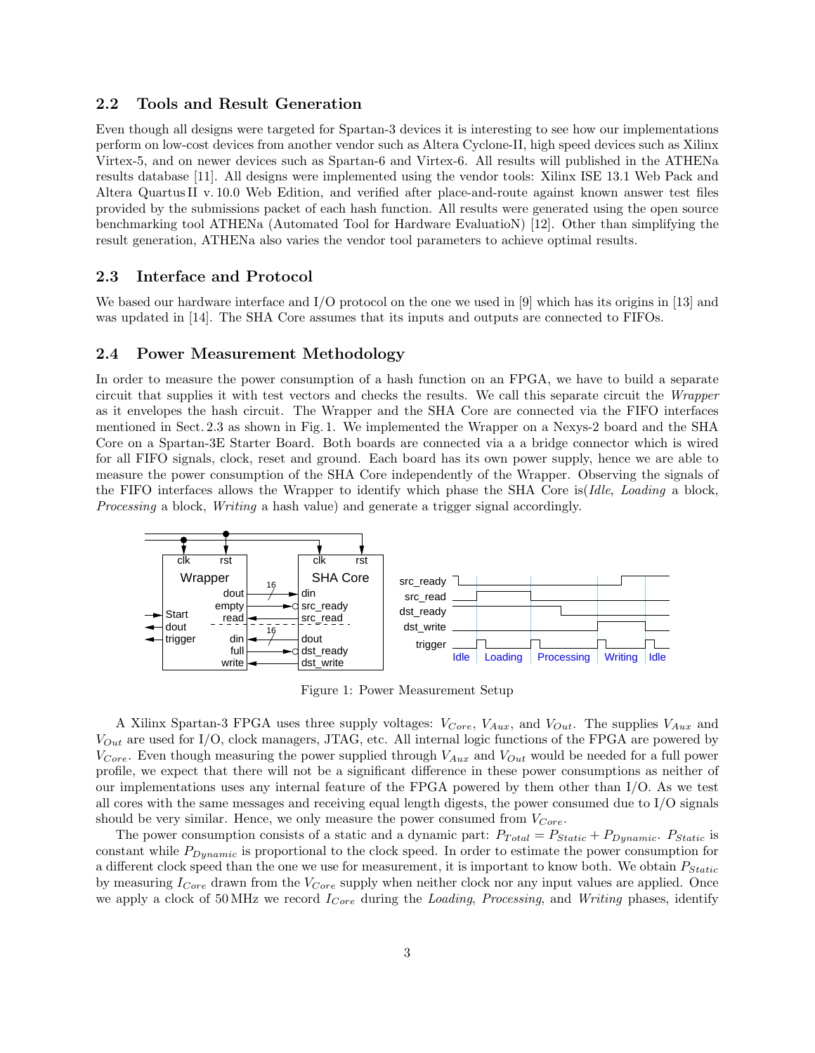## 2.2 Tools and Result Generation

Even though all designs were targeted for Spartan-3 devices it is interesting to see how our implementations perform on low-cost devices from another vendor such as Altera Cyclone-II, high speed devices such as Xilinx Virtex-5, and on newer devices such as Spartan-6 and Virtex-6. All results will published in the ATHENa results database [11]. All designs were implemented using the vendor tools: Xilinx ISE 13.1 Web Pack and Altera Quartus II v. 10.0 Web Edition, and verified after place-and-route against known answer test files provided by the submissions packet of each hash function. All results were generated using the open source benchmarking tool ATHENa (Automated Tool for Hardware EvaluatioN) [12]. Other than simplifying the result generation, ATHENa also varies the vendor tool parameters to achieve optimal results.

## 2.3 Interface and Protocol

We based our hardware interface and I/O protocol on the one we used in [9] which has its origins in [13] and was updated in [14]. The SHA Core assumes that its inputs and outputs are connected to FIFOs.

## 2.4 Power Measurement Methodology

In order to measure the power consumption of a hash function on an FPGA, we have to build a separate circuit that supplies it with test vectors and checks the results. We call this separate circuit the *Wrapper* as it envelopes the hash circuit. The Wrapper and the SHA Core are connected via the FIFO interfaces mentioned in Sect. 2.3 as shown in Fig. 1. We implemented the Wrapper on a Nexys-2 board and the SHA Core on a Spartan-3E Starter Board. Both boards are connected via a a bridge connector which is wired for all FIFO signals, clock, reset and ground. Each board has its own power supply, hence we are able to measure the power consumption of the SHA Core independently of the Wrapper. Observing the signals of the FIFO interfaces allows the Wrapper to identify which phase the SHA Core is(*Idle*, *Loading* a block, *Processing* a block, *Writing* a hash value) and generate a trigger signal accordingly.

Figure 1: Power Measurement Setup

A Xilinx Spartan-3 FPGA uses three supply voltages: $V_{Core}$, $V_{Aux}$, and $V_{Out}$. The supplies $V_{Aux}$ and $V_{Out}$ are used for I/O, clock managers, JTAG, etc. All internal logic functions of the FPGA are powered by $V_{Core}$. Even though measuring the power supplied through $V_{Aux}$ and $V_{Out}$ would be needed for a full power profile, we expect that there will not be a significant difference in these power consumptions as neither of our implementations uses any internal feature of the FPGA powered by them other than I/O. As we test all cores with the same messages and receiving equal length digests, the power consumed due to I/O signals should be very similar. Hence, we only measure the power consumed from $V_{Core}$.

The power consumption consists of a static and a dynamic part: $P_{Total} = P_{Static} + P_{Dynamic}$. $P_{Static}$ is constant while $P_{Dynamic}$ is proportional to the clock speed. In order to estimate the power consumption for a different clock speed than the one we use for measurement, it is important to know both. We obtain $P_{Static}$ by measuring $I_{Core}$ drawn from the $V_{Core}$ supply when neither clock nor any input values are applied. Once we apply a clock of 50 MHz we record $I_{Core}$ during the *Loading*, *Processing*, and *Writing* phases, identify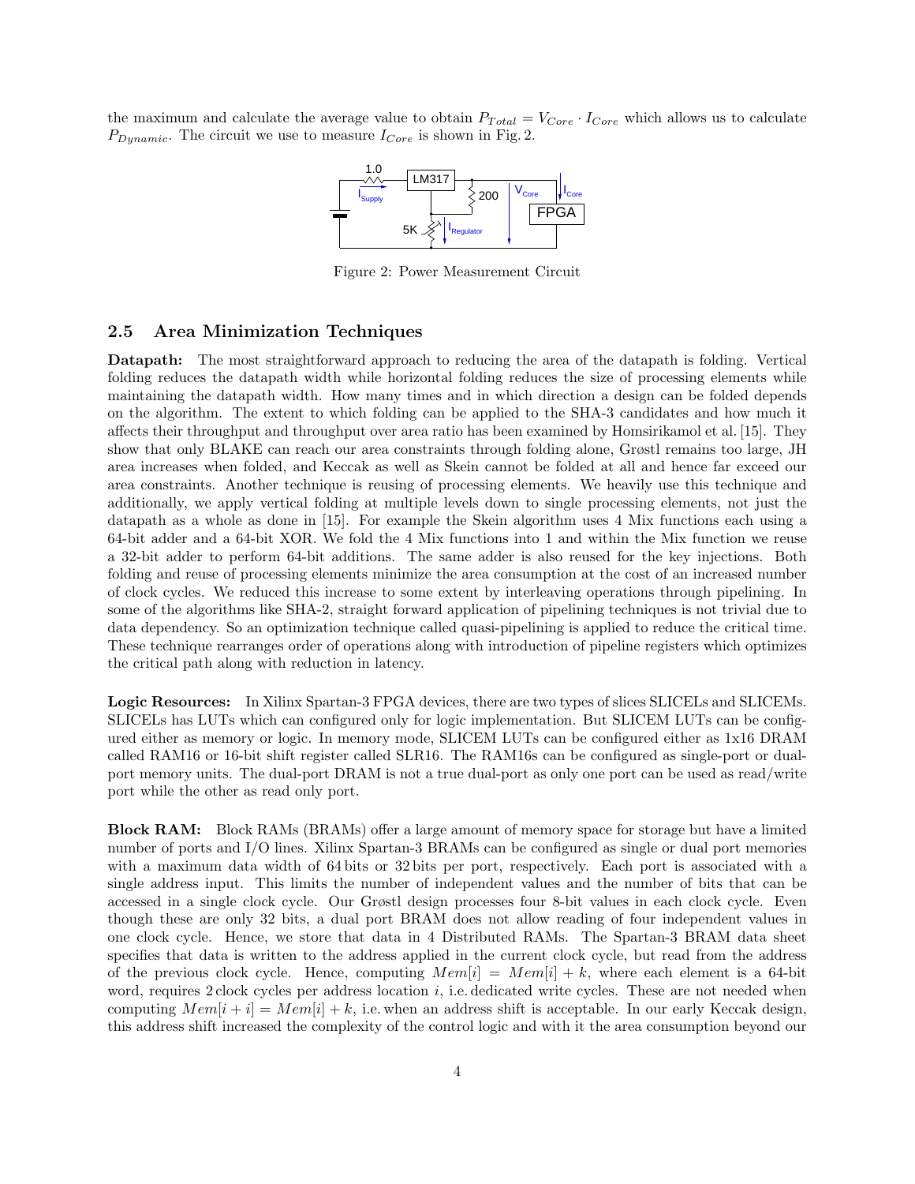the maximum and calculate the average value to obtain $P_{Total} = V_{Core} \cdot I_{Core}$ which allows us to calculate $P_{Dynamic}$. The circuit we use to measure $I_{Core}$ is shown in Fig. 2.

Figure 2: Power Measurement Circuit

### 2.5 Area Minimization Techniques

**Datapath:** The most straightforward approach to reducing the area of the datapath is folding. Vertical folding reduces the datapath width while horizontal folding reduces the size of processing elements while maintaining the datapath width. How many times and in which direction a design can be folded depends on the algorithm. The extent to which folding can be applied to the SHA-3 candidates and how much it affects their throughput and throughput over area ratio has been examined by Homsirikamol et al. [15]. They show that only BLAKE can reach our area constraints through folding alone, Grøstl remains too large, JH area increases when folded, and Keccak as well as Skein cannot be folded at all and hence far exceed our area constraints. Another technique is reusing of processing elements. We heavily use this technique and additionally, we apply vertical folding at multiple levels down to single processing elements, not just the datapath as a whole as done in [15]. For example the Skein algorithm uses 4 Mix functions each using a 64-bit adder and a 64-bit XOR. We fold the 4 Mix functions into 1 and within the Mix function we reuse a 32-bit adder to perform 64-bit additions. The same adder is also reused for the key injections. Both folding and reuse of processing elements minimize the area consumption at the cost of an increased number of clock cycles. We reduced this increase to some extent by interleaving operations through pipelining. In some of the algorithms like SHA-2, straight forward application of pipelining techniques is not trivial due to data dependency. So an optimization technique called quasi-pipelining is applied to reduce the critical time. These technique rearranges order of operations along with introduction of pipeline registers which optimizes the critical path along with reduction in latency.

**Logic Resources:** In Xilinx Spartan-3 FPGA devices, there are two types of slices SLICELs and SLICEMs. SLICELs has LUTs which can configured only for logic implementation. But SLICEM LUTs can be configured either as memory or logic. In memory mode, SLICEM LUTs can be configured either as 1x16 DRAM called RAM16 or 16-bit shift register called SLR16. The RAM16s can be configured as single-port or dual-port memory units. The dual-port DRAM is not a true dual-port as only one port can be used as read/write port while the other as read only port.

**Block RAM:** Block RAMs (BRAMs) offer a large amount of memory space for storage but have a limited number of ports and I/O lines. Xilinx Spartan-3 BRAMs can be configured as single or dual port memories with a maximum data width of 64 bits or 32 bits per port, respectively. Each port is associated with a single address input. This limits the number of independent values and the number of bits that can be accessed in a single clock cycle. Our Grøstl design processes four 8-bit values in each clock cycle. Even though these are only 32 bits, a dual port BRAM does not allow reading of four independent values in one clock cycle. Hence, we store that data in 4 Distributed RAMs. The Spartan-3 BRAM data sheet specifies that data is written to the address applied in the current clock cycle, but read from the address of the previous clock cycle. Hence, computing $Mem[i] = Mem[i] + k$, where each element is a 64-bit word, requires 2 clock cycles per address location $i$, i.e. dedicated write cycles. These are not needed when computing $Mem[i + i] = Mem[i] + k$, i.e. when an address shift is acceptable. In our early Keccak design, this address shift increased the complexity of the control logic and with it the area consumption beyond our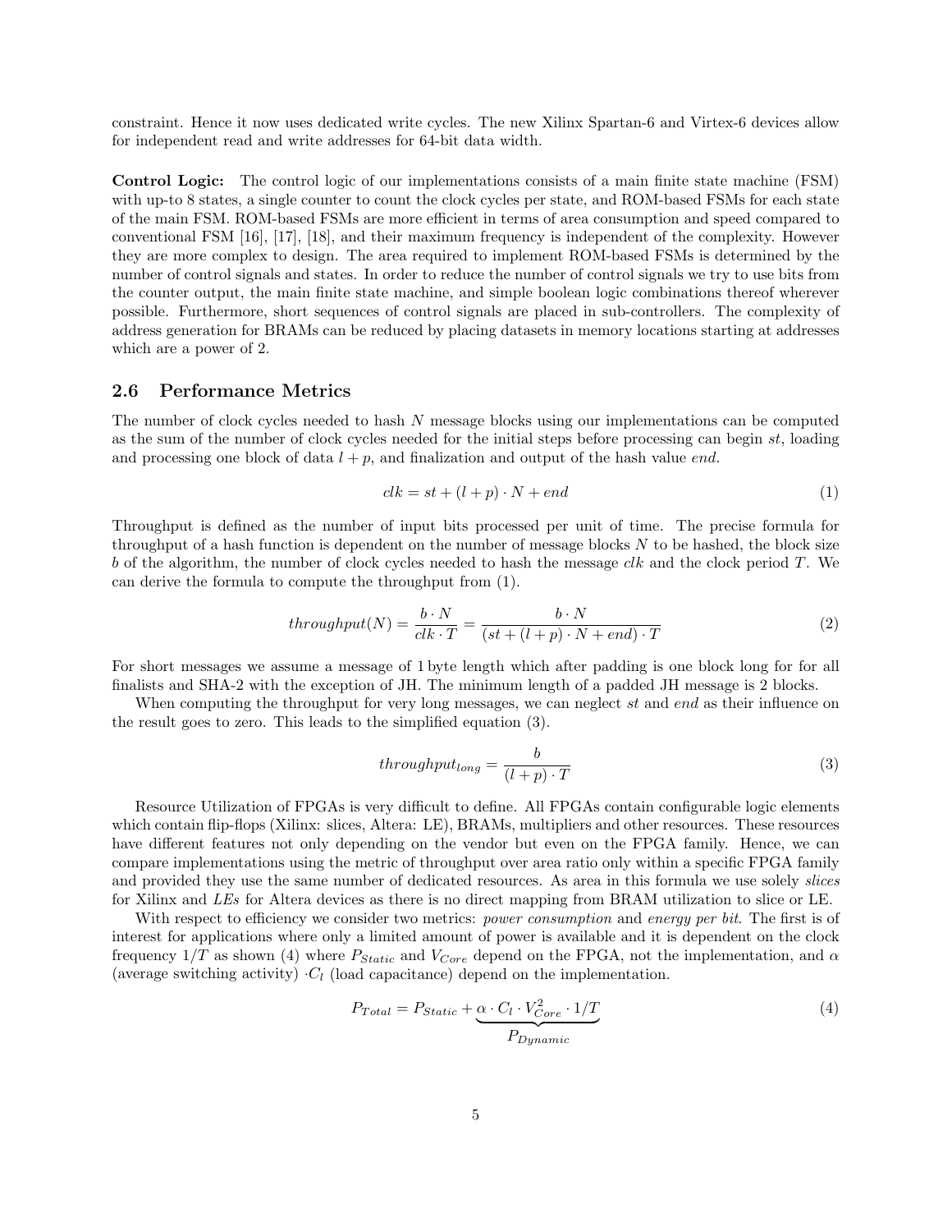constraint. Hence it now uses dedicated write cycles. The new Xilinx Spartan-6 and Virtex-6 devices allow for independent read and write addresses for 64-bit data width.

**Control Logic:** The control logic of our implementations consists of a main finite state machine (FSM) with up-to 8 states, a single counter to count the clock cycles per state, and ROM-based FSMs for each state of the main FSM. ROM-based FSMs are more efficient in terms of area consumption and speed compared to conventional FSM [16], [17], [18], and their maximum frequency is independent of the complexity. However they are more complex to design. The area required to implement ROM-based FSMs is determined by the number of control signals and states. In order to reduce the number of control signals we try to use bits from the counter output, the main finite state machine, and simple boolean logic combinations thereof wherever possible. Furthermore, short sequences of control signals are placed in sub-controllers. The complexity of address generation for BRAMs can be reduced by placing datasets in memory locations starting at addresses which are a power of 2.

## 2.6 Performance Metrics

The number of clock cycles needed to hash $N$ message blocks using our implementations can be computed as the sum of the number of clock cycles needed for the initial steps before processing can begin $st$, loading and processing one block of data $l + p$, and finalization and output of the hash value $end$.

$$clk = st + (l + p) \cdot N + end \tag{1}$$

Throughput is defined as the number of input bits processed per unit of time. The precise formula for throughput of a hash function is dependent on the number of message blocks $N$ to be hashed, the block size $b$ of the algorithm, the number of clock cycles needed to hash the message $clk$ and the clock period $T$. We can derive the formula to compute the throughput from (1).

$$throughput(N) = \frac{b \cdot N}{clk \cdot T} = \frac{b \cdot N}{(st + (l + p) \cdot N + end) \cdot T} \tag{2}$$

For short messages we assume a message of 1 byte length which after padding is one block long for for all finalists and SHA-2 with the exception of JH. The minimum length of a padded JH message is 2 blocks.

When computing the throughput for very long messages, we can neglect $st$ and $end$ as their influence on the result goes to zero. This leads to the simplified equation (3).

$$throughput_{long} = \frac{b}{(l + p) \cdot T} \tag{3}$$

Resource Utilization of FPGAs is very difficult to define. All FPGAs contain configurable logic elements which contain flip-flops (Xilinx: slices, Altera: LE), BRAMs, multipliers and other resources. These resources have different features not only depending on the vendor but even on the FPGA family. Hence, we can compare implementations using the metric of throughput over area ratio only within a specific FPGA family and provided they use the same number of dedicated resources. As area in this formula we use solely *slices* for Xilinx and *LEs* for Altera devices as there is no direct mapping from BRAM utilization to slice or LE.

With respect to efficiency we consider two metrics: *power consumption* and *energy per bit*. The first is of interest for applications where only a limited amount of power is available and it is dependent on the clock frequency $1/T$ as shown (4) where $P_{Static}$ and $V_{Core}$ depend on the FPGA, not the implementation, and $\alpha$ (average switching activity) $\cdot C_l$ (load capacitance) depend on the implementation.

$$P_{Total} = P_{Static} + \underbrace{\alpha \cdot C_l \cdot V_{Core}^2 \cdot 1/T}_{P_{Dynamic}} \tag{4}$$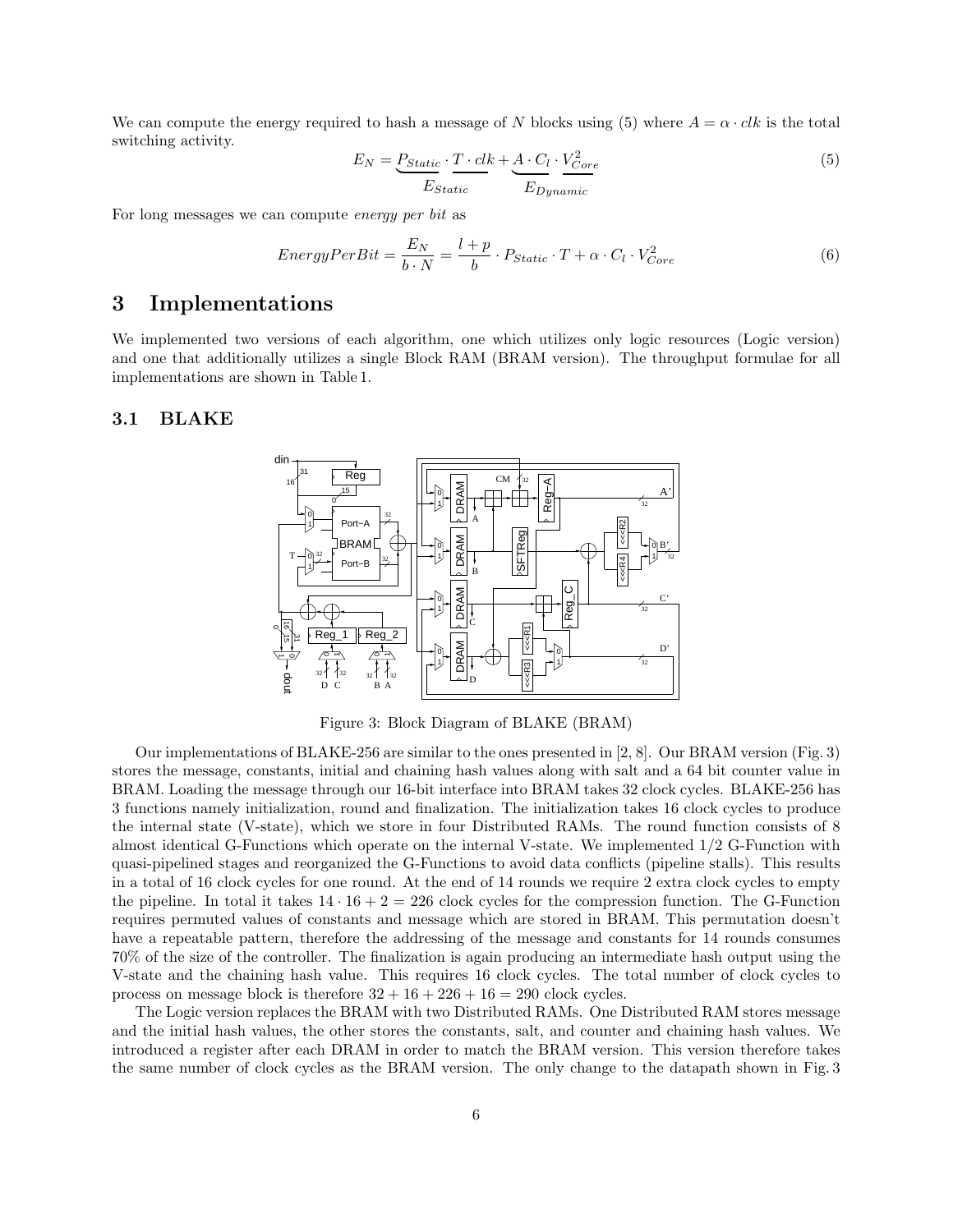We can compute the energy required to hash a message of $N$ blocks using (5) where $A = \alpha \cdot clk$ is the total switching activity.

$$E_N = \underbrace{P_{Static} \cdot T \cdot clk}_{E_{Static}} + \underbrace{A \cdot C_l \cdot V_{Core}^2}_{E_{Dynamic}} \tag{5}$$

For long messages we can compute *energy per bit* as

$$EnergyPerBit = \frac{E_N}{b \cdot N} = \frac{l+p}{b} \cdot P_{Static} \cdot T + \alpha \cdot C_l \cdot V_{Core}^2 \tag{6}$$

# 3 Implementations

We implemented two versions of each algorithm, one which utilizes only logic resources (Logic version) and one that additionally utilizes a single Block RAM (BRAM version). The throughput formulae for all implementations are shown in Table 1.

## 3.1 BLAKE

Figure 3: Block Diagram of BLAKE (BRAM)

Our implementations of BLAKE-256 are similar to the ones presented in [2, 8]. Our BRAM version (Fig. 3) stores the message, constants, initial and chaining hash values along with salt and a 64 bit counter value in BRAM. Loading the message through our 16-bit interface into BRAM takes 32 clock cycles. BLAKE-256 has 3 functions namely initialization, round and finalization. The initialization takes 16 clock cycles to produce the internal state (V-state), which we store in four Distributed RAMs. The round function consists of 8 almost identical G-Functions which operate on the internal V-state. We implemented 1/2 G-Function with quasi-pipelined stages and reorganized the G-Functions to avoid data conflicts (pipeline stalls). This results in a total of 16 clock cycles for one round. At the end of 14 rounds we require 2 extra clock cycles to empty the pipeline. In total it takes $14 \cdot 16 + 2 = 226$ clock cycles for the compression function. The G-Function requires permuted values of constants and message which are stored in BRAM. This permutation doesn't have a repeatable pattern, therefore the addressing of the message and constants for 14 rounds consumes 70% of the size of the controller. The finalization is again producing an intermediate hash output using the V-state and the chaining hash value. This requires 16 clock cycles. The total number of clock cycles to process on message block is therefore $32 + 16 + 226 + 16 = 290$ clock cycles.

The Logic version replaces the BRAM with two Distributed RAMs. One Distributed RAM stores message and the initial hash values, the other stores the constants, salt, and counter and chaining hash values. We introduced a register after each DRAM in order to match the BRAM version. This version therefore takes the same number of clock cycles as the BRAM version. The only change to the datapath shown in Fig. 3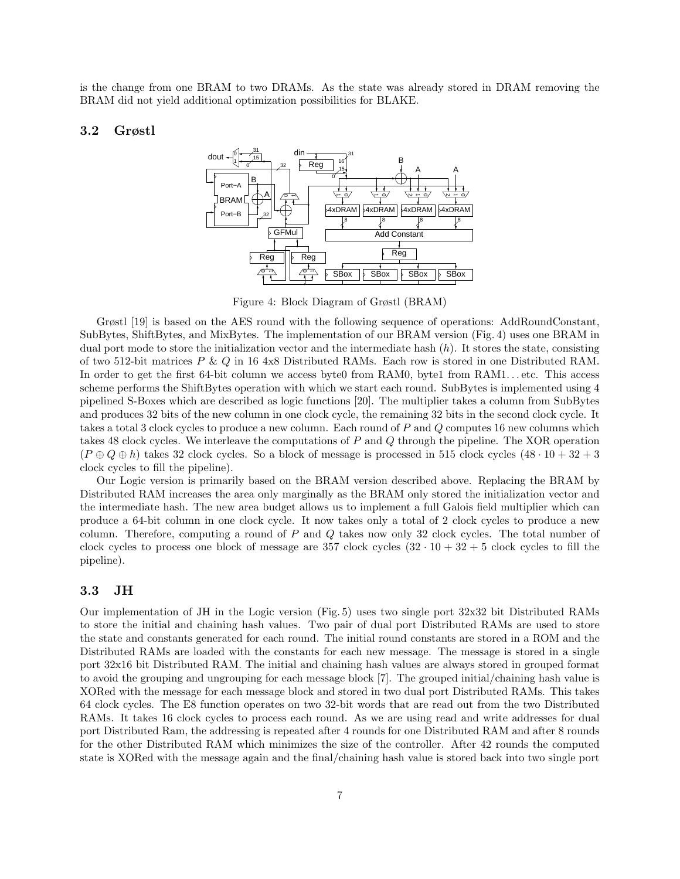is the change from one BRAM to two DRAMs. As the state was already stored in DRAM removing the BRAM did not yield additional optimization possibilities for BLAKE.

## 3.2 Grøstl

Figure 4: Block Diagram of Grøstl (BRAM)

Grøstl [19] is based on the AES round with the following sequence of operations: AddRoundConstant, SubBytes, ShiftBytes, and MixBytes. The implementation of our BRAM version (Fig. 4) uses one BRAM in dual port mode to store the initialization vector and the intermediate hash ($h$). It stores the state, consisting of two 512-bit matrices $P$ & $Q$ in 16 4x8 Distributed RAMs. Each row is stored in one Distributed RAM. In order to get the first 64-bit column we access byte0 from RAM0, byte1 from RAM1... etc. This access scheme performs the ShiftBytes operation with which we start each round. SubBytes is implemented using 4 pipelined S-Boxes which are described as logic functions [20]. The multiplier takes a column from SubBytes and produces 32 bits of the new column in one clock cycle, the remaining 32 bits in the second clock cycle. It takes a total 3 clock cycles to produce a new column. Each round of $P$ and $Q$ computes 16 new columns which takes 48 clock cycles. We interleave the computations of $P$ and $Q$ through the pipeline. The XOR operation ($P \oplus Q \oplus h$) takes 32 clock cycles. So a block of message is processed in 515 clock cycles ($48 \cdot 10 + 32 + 3$ clock cycles to fill the pipeline).

Our Logic version is primarily based on the BRAM version described above. Replacing the BRAM by Distributed RAM increases the area only marginally as the BRAM only stored the initialization vector and the intermediate hash. The new area budget allows us to implement a full Galois field multiplier which can produce a 64-bit column in one clock cycle. It now takes only a total of 2 clock cycles to produce a new column. Therefore, computing a round of $P$ and $Q$ takes now only 32 clock cycles. The total number of clock cycles to process one block of message are 357 clock cycles ($32 \cdot 10 + 32 + 5$ clock cycles to fill the pipeline).

## 3.3 JH

Our implementation of JH in the Logic version (Fig. 5) uses two single port 32x32 bit Distributed RAMs to store the initial and chaining hash values. Two pair of dual port Distributed RAMs are used to store the state and constants generated for each round. The initial round constants are stored in a ROM and the Distributed RAMs are loaded with the constants for each new message. The message is stored in a single port 32x16 bit Distributed RAM. The initial and chaining hash values are always stored in grouped format to avoid the grouping and ungrouping for each message block [7]. The grouped initial/chaining hash value is XORed with the message for each message block and stored in two dual port Distributed RAMs. This takes 64 clock cycles. The E8 function operates on two 32-bit words that are read out from the two Distributed RAMs. It takes 16 clock cycles to process each round. As we are using read and write addresses for dual port Distributed Ram, the addressing is repeated after 4 rounds for one Distributed RAM and after 8 rounds for the other Distributed RAM which minimizes the size of the controller. After 42 rounds the computed state is XORed with the message again and the final/chaining hash value is stored back into two single port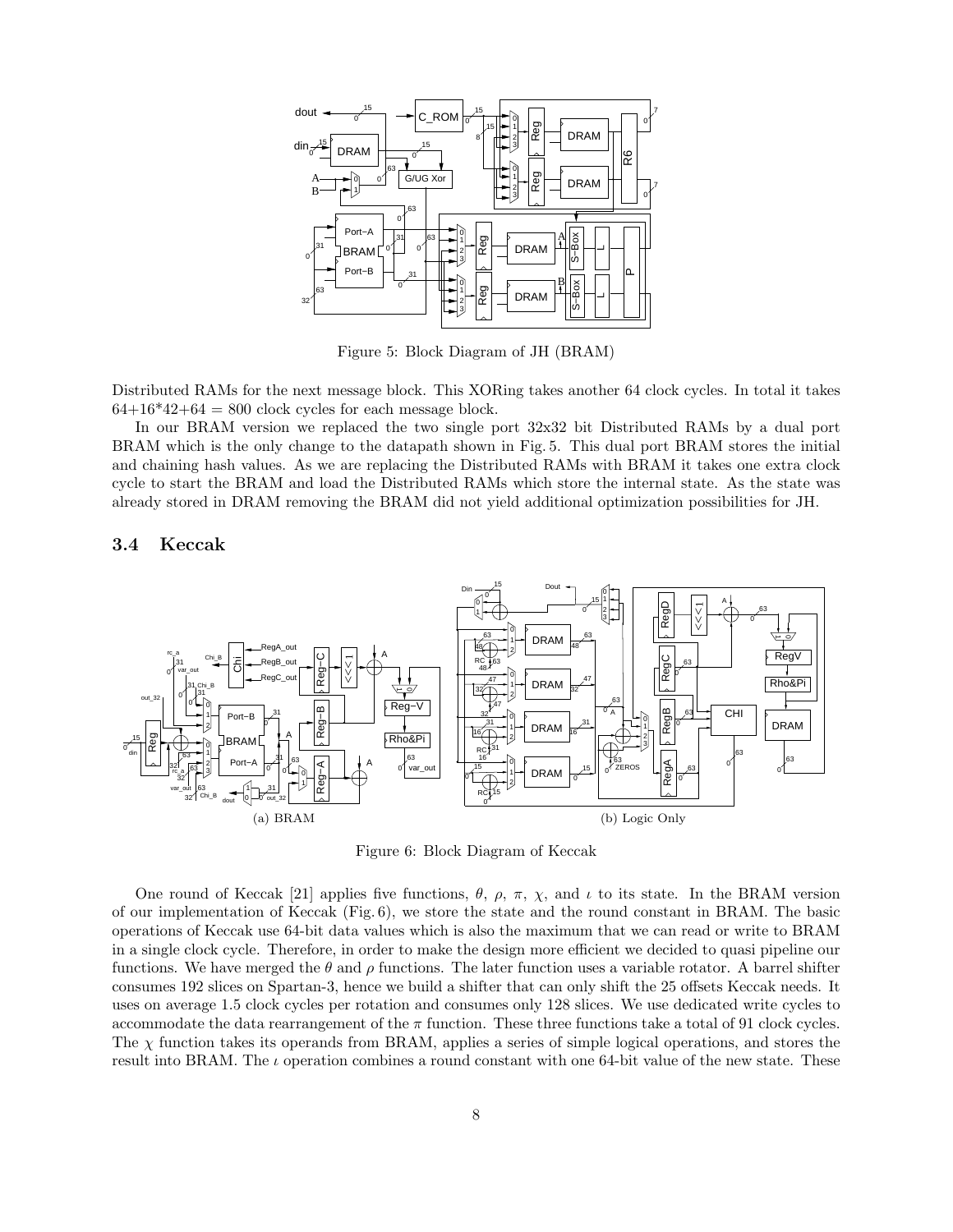Figure 5: Block Diagram of JH (BRAM)

Distributed RAMs for the next message block. This XORing takes another 64 clock cycles. In total it takes $64+16*42+64 = 800$ clock cycles for each message block.

In our BRAM version we replaced the two single port 32x32 bit Distributed RAMs by a dual port BRAM which is the only change to the datapath shown in Fig. 5. This dual port BRAM stores the initial and chaining hash values. As we are replacing the Distributed RAMs with BRAM it takes one extra clock cycle to start the BRAM and load the Distributed RAMs which store the internal state. As the state was already stored in DRAM removing the BRAM did not yield additional optimization possibilities for JH.

### 3.4 Keccak

(a) BRAM

(b) Logic Only

Figure 6: Block Diagram of Keccak

One round of Keccak [21] applies five functions, $\theta$, $\rho$, $\pi$, $\chi$, and $\iota$ to its state. In the BRAM version of our implementation of Keccak (Fig. 6), we store the state and the round constant in BRAM. The basic operations of Keccak use 64-bit data values which is also the maximum that we can read or write to BRAM in a single clock cycle. Therefore, in order to make the design more efficient we decided to quasi pipeline our functions. We have merged the $\theta$ and $\rho$ functions. The later function uses a variable rotator. A barrel shifter consumes 192 slices on Spartan-3, hence we build a shifter that can only shift the 25 offsets Keccak needs. It uses on average 1.5 clock cycles per rotation and consumes only 128 slices. We use dedicated write cycles to accommodate the data rearrangement of the $\pi$ function. These three functions take a total of 91 clock cycles. The $\chi$ function takes its operands from BRAM, applies a series of simple logical operations, and stores the result into BRAM. The $\iota$ operation combines a round constant with one 64-bit value of the new state. These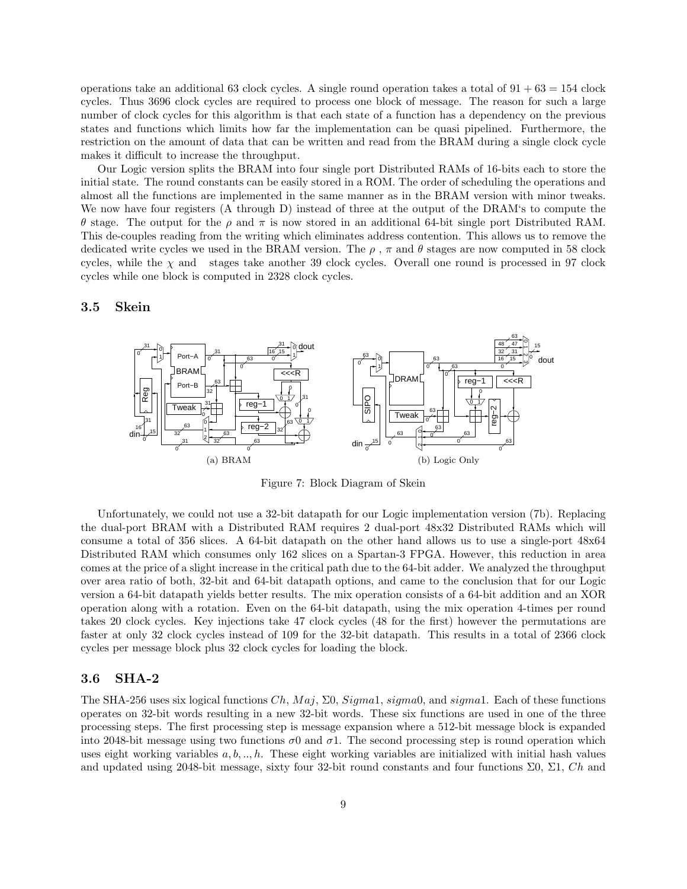operations take an additional 63 clock cycles. A single round operation takes a total of $91 + 63 = 154$ clock cycles. Thus 3696 clock cycles are required to process one block of message. The reason for such a large number of clock cycles for this algorithm is that each state of a function has a dependency on the previous states and functions which limits how far the implementation can be quasi pipelined. Furthermore, the restriction on the amount of data that can be written and read from the BRAM during a single clock cycle makes it difficult to increase the throughput.

Our Logic version splits the BRAM into four single port Distributed RAMs of 16-bits each to store the initial state. The round constants can be easily stored in a ROM. The order of scheduling the operations and almost all the functions are implemented in the same manner as in the BRAM version with minor tweaks. We now have four registers (A through D) instead of three at the output of the DRAM's to compute the $\theta$ stage. The output for the $\rho$ and $\pi$ is now stored in an additional 64-bit single port Distributed RAM. This de-couples reading from the writing which eliminates address contention. This allows us to remove the dedicated write cycles we used in the BRAM version. The $\rho$ , $\pi$ and $\theta$ stages are now computed in 58 clock cycles, while the $\chi$ and stages take another 39 clock cycles. Overall one round is processed in 97 clock cycles while one block is computed in 2328 clock cycles.

### 3.5 Skein

(a) BRAM

(b) Logic Only

Figure 7: Block Diagram of Skein

Unfortunately, we could not use a 32-bit datapath for our Logic implementation version (7b). Replacing the dual-port BRAM with a Distributed RAM requires 2 dual-port 48x32 Distributed RAMs which will consume a total of 356 slices. A 64-bit datapath on the other hand allows us to use a single-port 48x64 Distributed RAM which consumes only 162 slices on a Spartan-3 FPGA. However, this reduction in area comes at the price of a slight increase in the critical path due to the 64-bit adder. We analyzed the throughput over area ratio of both, 32-bit and 64-bit datapath options, and came to the conclusion that for our Logic version a 64-bit datapath yields better results. The mix operation consists of a 64-bit addition and an XOR operation along with a rotation. Even on the 64-bit datapath, using the mix operation 4-times per round takes 20 clock cycles. Key injections take 47 clock cycles (48 for the first) however the permutations are faster at only 32 clock cycles instead of 109 for the 32-bit datapath. This results in a total of 2366 clock cycles per message block plus 32 clock cycles for loading the block.

### 3.6 SHA-2

The SHA-256 uses six logical functions $Ch$, $Maj$, $\Sigma0$, $Sigma1$, $sigma0$, and $sigma1$. Each of these functions operates on 32-bit words resulting in a new 32-bit words. These six functions are used in one of the three processing steps. The first processing step is message expansion where a 512-bit message block is expanded into 2048-bit message using two functions $\sigma0$ and $\sigma1$. The second processing step is round operation which uses eight working variables $a, b, .., h$. These eight working variables are initialized with initial hash values and updated using 2048-bit message, sixty four 32-bit round constants and four functions $\Sigma0$, $\Sigma1$, $Ch$ and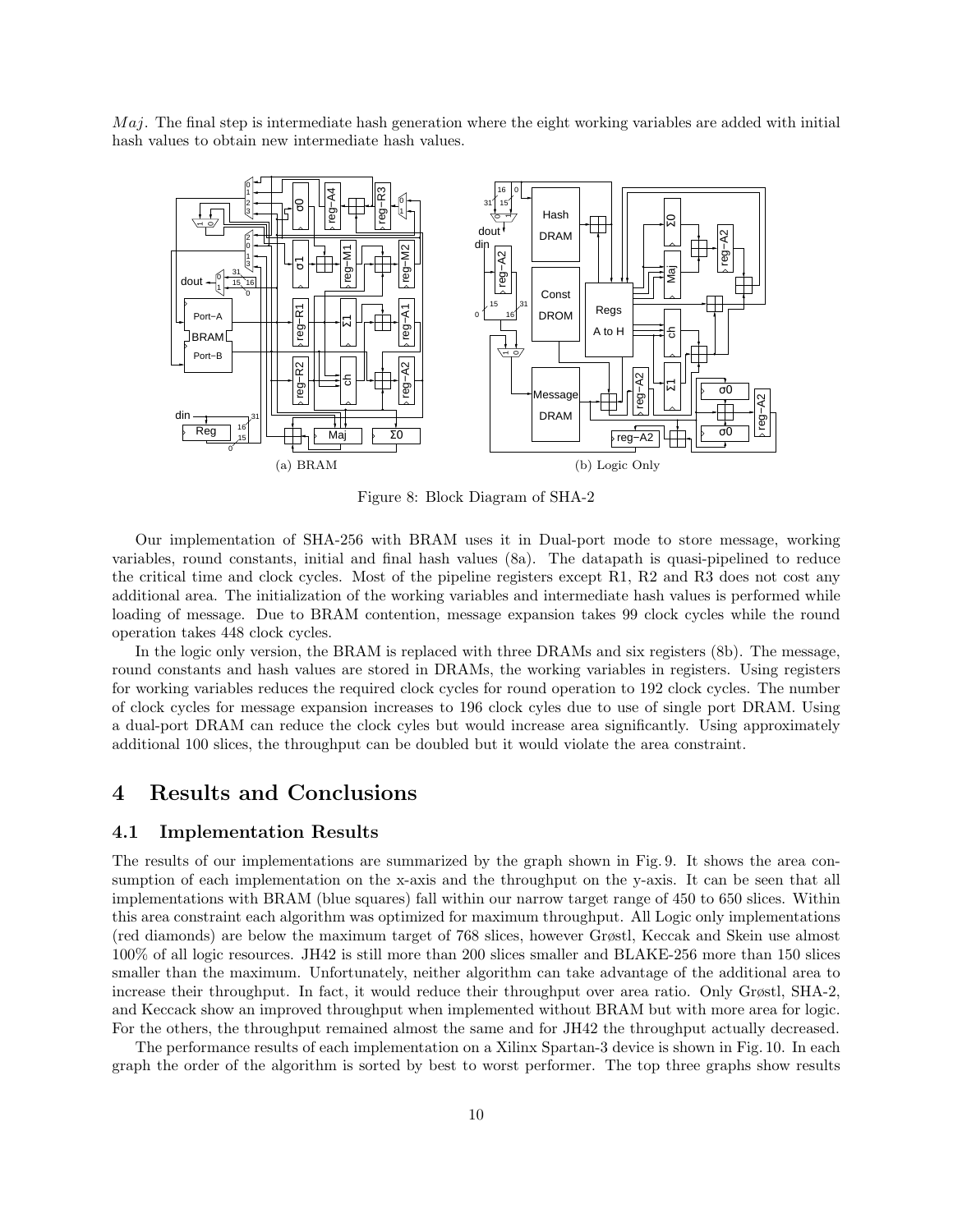$Maj$. The final step is intermediate hash generation where the eight working variables are added with initial hash values to obtain new intermediate hash values.

(a) BRAM

(b) Logic Only

Figure 8: Block Diagram of SHA-2

Our implementation of SHA-256 with BRAM uses it in Dual-port mode to store message, working variables, round constants, initial and final hash values (8a). The datapath is quasi-pipelined to reduce the critical time and clock cycles. Most of the pipeline registers except R1, R2 and R3 does not cost any additional area. The initialization of the working variables and intermediate hash values is performed while loading of message. Due to BRAM contention, message expansion takes 99 clock cycles while the round operation takes 448 clock cycles.

In the logic only version, the BRAM is replaced with three DRAMs and six registers (8b). The message, round constants and hash values are stored in DRAMs, the working variables in registers. Using registers for working variables reduces the required clock cycles for round operation to 192 clock cycles. The number of clock cycles for message expansion increases to 196 clock cyles due to use of single port DRAM. Using a dual-port DRAM can reduce the clock cyles but would increase area significantly. Using approximately additional 100 slices, the throughput can be doubled but it would violate the area constraint.

# 4 Results and Conclusions

## 4.1 Implementation Results

The results of our implementations are summarized by the graph shown in Fig. 9. It shows the area consumption of each implementation on the x-axis and the throughput on the y-axis. It can be seen that all implementations with BRAM (blue squares) fall within our narrow target range of 450 to 650 slices. Within this area constraint each algorithm was optimized for maximum throughput. All Logic only implementations (red diamonds) are below the maximum target of 768 slices, however Grøstl, Keccak and Skein use almost 100% of all logic resources. JH42 is still more than 200 slices smaller and BLAKE-256 more than 150 slices smaller than the maximum. Unfortunately, neither algorithm can take advantage of the additional area to increase their throughput. In fact, it would reduce their throughput over area ratio. Only Grøstl, SHA-2, and Keccack show an improved throughput when implemented without BRAM but with more area for logic. For the others, the throughput remained almost the same and for JH42 the throughput actually decreased.

The performance results of each implementation on a Xilinx Spartan-3 device is shown in Fig. 10. In each graph the order of the algorithm is sorted by best to worst performer. The top three graphs show results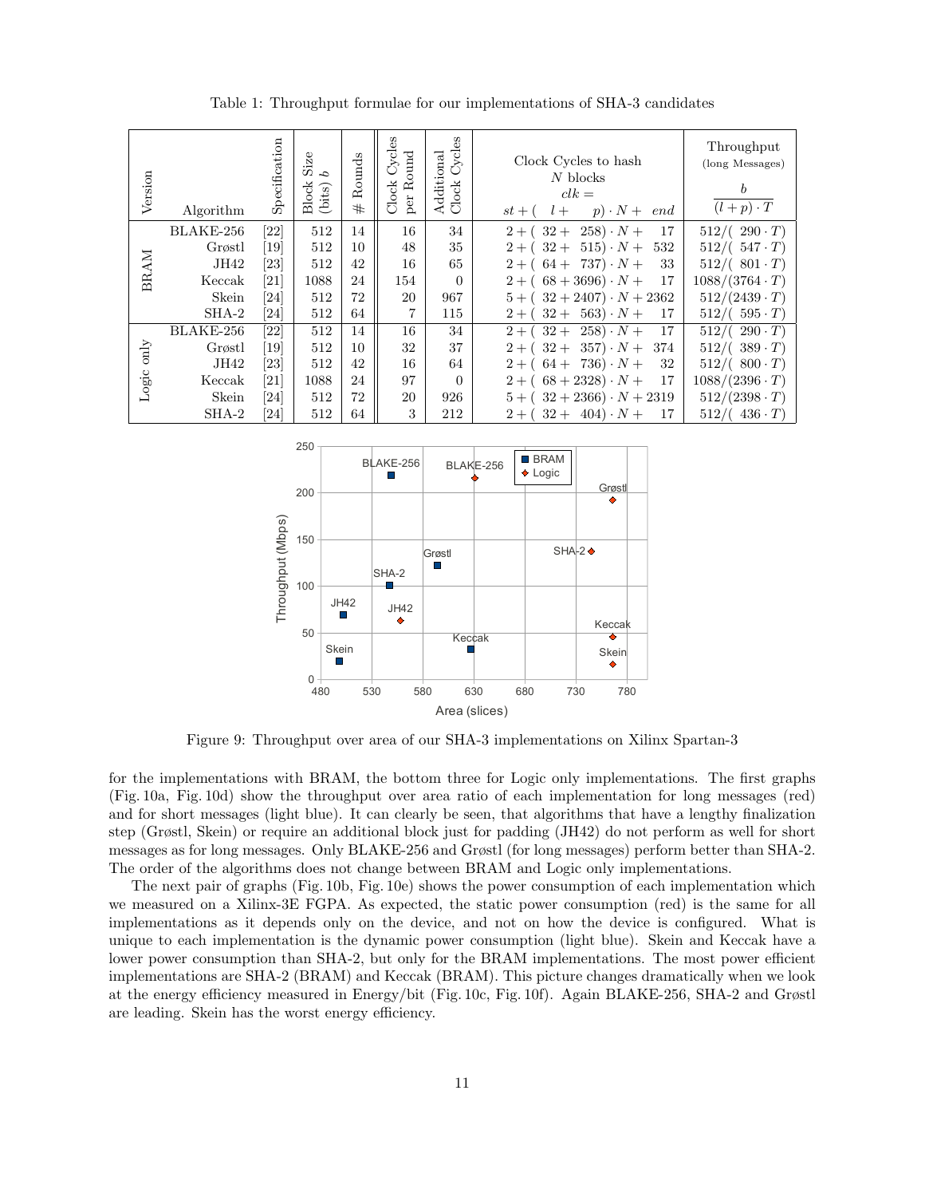Table 1: Throughput formulae for our implementations of SHA-3 candidates

| Version | Algorithm | Specification | Block Size (bits) $b$ | # Rounds | Clock Cycles per Round | Additional Clock Cycles | Clock Cycles to hash $N$ blocks $clk = st + (\ l + \ p) \cdot N + \ end$ | Throughput (long Messages) $\frac{b}{(l+p) \cdot T}$ |
|---|---|---|---|---|---|---|---|---|
| BRAM | BLAKE-256 | [22] | 512 | 14 | 16 | 34 | $2 + (\ 32 + \ 258) \cdot N + \ 17$ | $512/(\ 290 \cdot T)$ |
| | Grøstl | [19] | 512 | 10 | 48 | 35 | $2 + (\ 32 + \ 515) \cdot N + \ 532$ | $512/(\ 547 \cdot T)$ |
| | JH42 | [23] | 512 | 42 | 16 | 65 | $2 + (\ 64 + \ 737) \cdot N + \ 33$ | $512/(\ 801 \cdot T)$ |
| | Keccak | [21] | 1088 | 24 | 154 | 0 | $2 + (\ 68 + 3696) \cdot N + \ 17$ | $1088/(3764 \cdot T)$ |
| | Skein | [24] | 512 | 72 | 20 | 967 | $5 + (\ 32 + 2407) \cdot N + 2362$ | $512/(2439 \cdot T)$ |
| | SHA-2 | [24] | 512 | 64 | 7 | 115 | $2 + (\ 32 + \ 563) \cdot N + \ 17$ | $512/(\ 595 \cdot T)$ |
| Logic only | BLAKE-256 | [22] | 512 | 14 | 16 | 34 | $2 + (\ 32 + \ 258) \cdot N + \ 17$ | $512/(\ 290 \cdot T)$ |
| | Grøstl | [19] | 512 | 10 | 32 | 37 | $2 + (\ 32 + \ 357) \cdot N + \ 374$ | $512/(\ 389 \cdot T)$ |
| | JH42 | [23] | 512 | 42 | 16 | 64 | $2 + (\ 64 + \ 736) \cdot N + \ 32$ | $512/(\ 800 \cdot T)$ |
| | Keccak | [21] | 1088 | 24 | 97 | 0 | $2 + (\ 68 + 2328) \cdot N + \ 17$ | $1088/(2396 \cdot T)$ |
| | Skein | [24] | 512 | 72 | 20 | 926 | $5 + (\ 32 + 2366) \cdot N + 2319$ | $512/(2398 \cdot T)$ |
| | SHA-2 | [24] | 512 | 64 | 3 | 212 | $2 + (\ 32 + \ 404) \cdot N + \ 17$ | $512/(\ 436 \cdot T)$ |

Figure 9: Throughput over area of our SHA-3 implementations on Xilinx Spartan-3

for the implementations with BRAM, the bottom three for Logic only implementations. The first graphs (Fig. 10a, Fig. 10d) show the throughput over area ratio of each implementation for long messages (red) and for short messages (light blue). It can clearly be seen, that algorithms that have a lengthy finalization step (Grøstl, Skein) or require an additional block just for padding (JH42) do not perform as well for short messages as for long messages. Only BLAKE-256 and Grøstl (for long messages) perform better than SHA-2. The order of the algorithms does not change between BRAM and Logic only implementations.

The next pair of graphs (Fig. 10b, Fig. 10e) shows the power consumption of each implementation which we measured on a Xilinx-3E FGPA. As expected, the static power consumption (red) is the same for all implementations as it depends only on the device, and not on how the device is configured. What is unique to each implementation is the dynamic power consumption (light blue). Skein and Keccak have a lower power consumption than SHA-2, but only for the BRAM implementations. The most power efficient implementations are SHA-2 (BRAM) and Keccak (BRAM). This picture changes dramatically when we look at the energy efficiency measured in Energy/bit (Fig. 10c, Fig. 10f). Again BLAKE-256, SHA-2 and Grøstl are leading. Skein has the worst energy efficiency.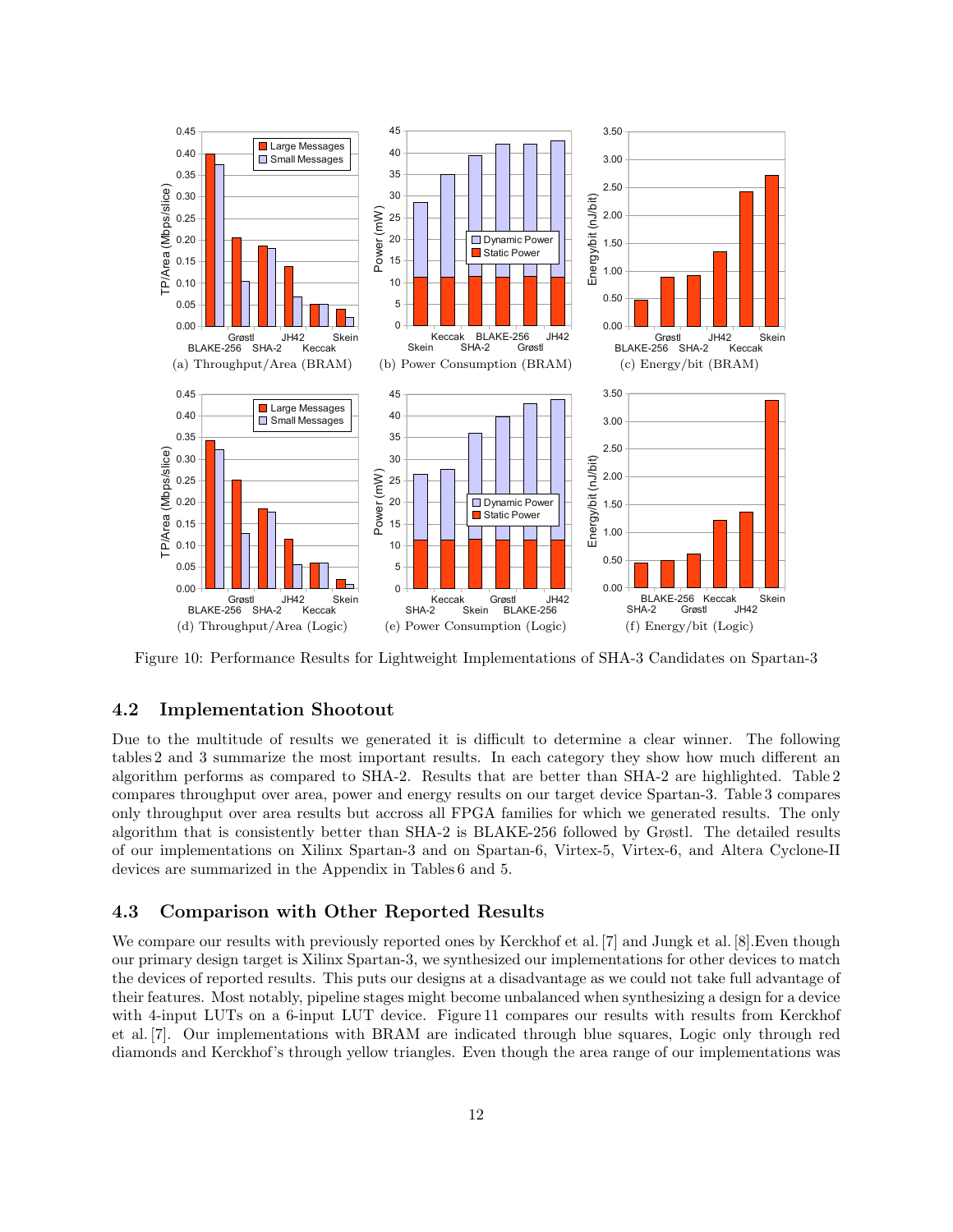(a) Throughput/Area (BRAM)

(b) Power Consumption (BRAM)

(c) Energy/bit (BRAM)

(d) Throughput/Area (Logic)

(e) Power Consumption (Logic)

(f) Energy/bit (Logic)

Figure 10: Performance Results for Lightweight Implementations of SHA-3 Candidates on Spartan-3

### 4.2 Implementation Shootout

Due to the multitude of results we generated it is difficult to determine a clear winner. The following tables 2 and 3 summarize the most important results. In each category they show how much different an algorithm performs as compared to SHA-2. Results that are better than SHA-2 are highlighted. Table 2 compares throughput over area, power and energy results on our target device Spartan-3. Table 3 compares only throughput over area results but accross all FPGA families for which we generated results. The only algorithm that is consistently better than SHA-2 is BLAKE-256 followed by Grøstl. The detailed results of our implementations on Xilinx Spartan-3 and on Spartan-6, Virtex-5, Virtex-6, and Altera Cyclone-II devices are summarized in the Appendix in Tables 6 and 5.

### 4.3 Comparison with Other Reported Results

We compare our results with previously reported ones by Kerckhof et al. [7] and Jungk et al. [8].Even though our primary design target is Xilinx Spartan-3, we synthesized our implementations for other devices to match the devices of reported results. This puts our designs at a disadvantage as we could not take full advantage of their features. Most notably, pipeline stages might become unbalanced when synthesizing a design for a device with 4-input LUTs on a 6-input LUT device. Figure 11 compares our results with results from Kerckhof et al. [7]. Our implementations with BRAM are indicated through blue squares, Logic only through red diamonds and Kerckhof's through yellow triangles. Even though the area range of our implementations was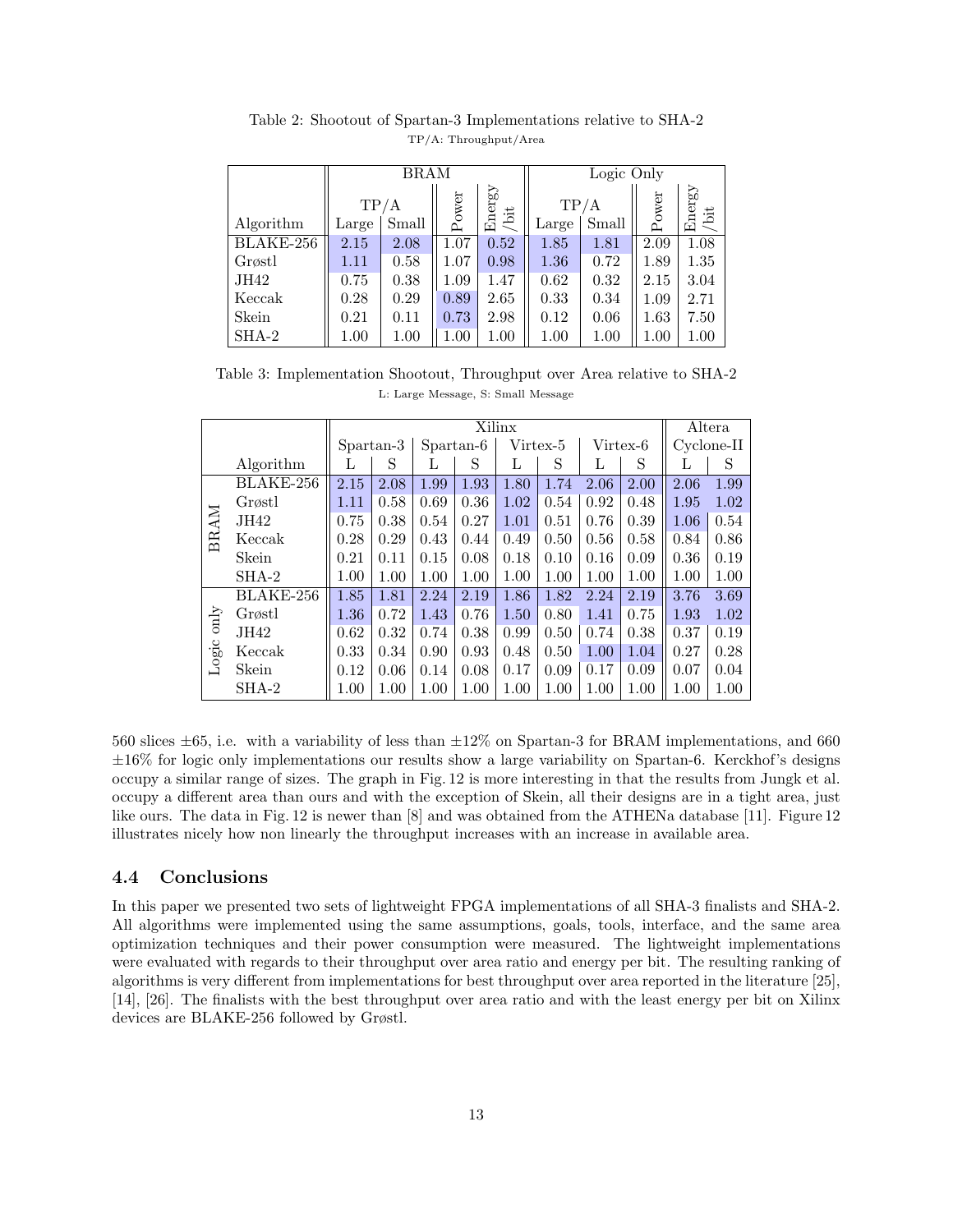Table 2: Shootout of Spartan-3 Implementations relative to SHA-2

TP/A: Throughput/Area

| | BRAM | | | | Logic Only | | | |
|---|---|---|---|---|---|---|---|---|
| | TP/A | | Power | Energy /bit | TP/A | | Power | Energy /bit |
| Algorithm | Large | Small | | | Large | Small | | |
| BLAKE-256 | 2.15 | 2.08 | 1.07 | 0.52 | 1.85 | 1.81 | 2.09 | 1.08 |
| Grøstl | 1.11 | 0.58 | 1.07 | 0.98 | 1.36 | 0.72 | 1.89 | 1.35 |
| JH42 | 0.75 | 0.38 | 1.09 | 1.47 | 0.62 | 0.32 | 2.15 | 3.04 |
| Keccak | 0.28 | 0.29 | 0.89 | 2.65 | 0.33 | 0.34 | 1.09 | 2.71 |
| Skein | 0.21 | 0.11 | 0.73 | 2.98 | 0.12 | 0.06 | 1.63 | 7.50 |
| SHA-2 | 1.00 | 1.00 | 1.00 | 1.00 | 1.00 | 1.00 | 1.00 | 1.00 |

Table 3: Implementation Shootout, Throughput over Area relative to SHA-2

L: Large Message, S: Small Message

| | | Xilinx | | | | | | | | Altera | |
|---|---|---|---|---|---|---|---|---|---|---|---|
| | | Spartan-3 | | Spartan-6 | | Virtex-5 | | Virtex-6 | | Cyclone-II | |
| | Algorithm | L | S | L | S | L | S | L | S | L | S |
| BRAM | BLAKE-256 | 2.15 | 2.08 | 1.99 | 1.93 | 1.80 | 1.74 | 2.06 | 2.00 | 2.06 | 1.99 |
| | Grøstl | 1.11 | 0.58 | 0.69 | 0.36 | 1.02 | 0.54 | 0.92 | 0.48 | 1.95 | 1.02 |
| | JH42 | 0.75 | 0.38 | 0.54 | 0.27 | 1.01 | 0.51 | 0.76 | 0.39 | 1.06 | 0.54 |
| | Keccak | 0.28 | 0.29 | 0.43 | 0.44 | 0.49 | 0.50 | 0.56 | 0.58 | 0.84 | 0.86 |
| | Skein | 0.21 | 0.11 | 0.15 | 0.08 | 0.18 | 0.10 | 0.16 | 0.09 | 0.36 | 0.19 |
| | SHA-2 | 1.00 | 1.00 | 1.00 | 1.00 | 1.00 | 1.00 | 1.00 | 1.00 | 1.00 | 1.00 |
| Logic only | BLAKE-256 | 1.85 | 1.81 | 2.24 | 2.19 | 1.86 | 1.82 | 2.24 | 2.19 | 3.76 | 3.69 |
| | Grøstl | 1.36 | 0.72 | 1.43 | 0.76 | 1.50 | 0.80 | 1.41 | 0.75 | 1.93 | 1.02 |
| | JH42 | 0.62 | 0.32 | 0.74 | 0.38 | 0.99 | 0.50 | 0.74 | 0.38 | 0.37 | 0.19 |
| | Keccak | 0.33 | 0.34 | 0.90 | 0.93 | 0.48 | 0.50 | 1.00 | 1.04 | 0.27 | 0.28 |
| | Skein | 0.12 | 0.06 | 0.14 | 0.08 | 0.17 | 0.09 | 0.17 | 0.09 | 0.07 | 0.04 |
| | SHA-2 | 1.00 | 1.00 | 1.00 | 1.00 | 1.00 | 1.00 | 1.00 | 1.00 | 1.00 | 1.00 |

560 slices ±65, i.e. with a variability of less than ±12% on Spartan-3 for BRAM implementations, and 660 ±16% for logic only implementations our results show a large variability on Spartan-6. Kerckhof's designs occupy a similar range of sizes. The graph in Fig. 12 is more interesting in that the results from Jungk et al. occupy a different area than ours and with the exception of Skein, all their designs are in a tight area, just like ours. The data in Fig. 12 is newer than [8] and was obtained from the ATHENa database [11]. Figure 12 illustrates nicely how non linearly the throughput increases with an increase in available area.

### 4.4 Conclusions

In this paper we presented two sets of lightweight FPGA implementations of all SHA-3 finalists and SHA-2. All algorithms were implemented using the same assumptions, goals, tools, interface, and the same area optimization techniques and their power consumption were measured. The lightweight implementations were evaluated with regards to their throughput over area ratio and energy per bit. The resulting ranking of algorithms is very different from implementations for best throughput over area reported in the literature [25], [14], [26]. The finalists with the best throughput over area ratio and with the least energy per bit on Xilinx devices are BLAKE-256 followed by Grøstl.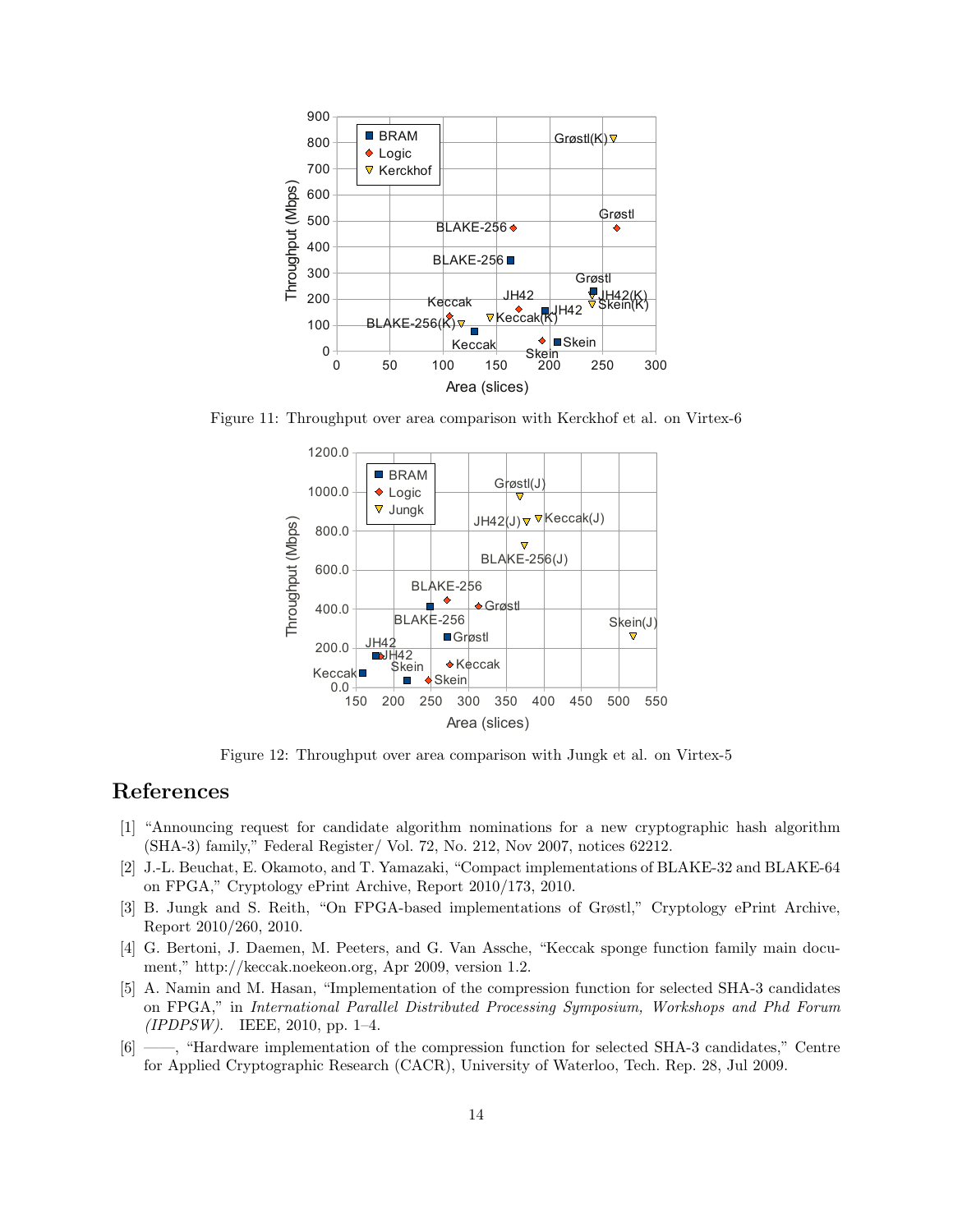Figure 11: Throughput over area comparison with Kerckhof et al. on Virtex-6

Figure 12: Throughput over area comparison with Jungk et al. on Virtex-5

# References

[1] "Announcing request for candidate algorithm nominations for a new cryptographic hash algorithm (SHA-3) family," Federal Register/ Vol. 72, No. 212, Nov 2007, notices 62212.

[2] J.-L. Beuchat, E. Okamoto, and T. Yamazaki, "Compact implementations of BLAKE-32 and BLAKE-64 on FPGA," Cryptology ePrint Archive, Report 2010/173, 2010.

[3] B. Jungk and S. Reith, "On FPGA-based implementations of Grøstl," Cryptology ePrint Archive, Report 2010/260, 2010.

[4] G. Bertoni, J. Daemen, M. Peeters, and G. Van Assche, "Keccak sponge function family main document," http://keccak.noekeon.org, Apr 2009, version 1.2.

[5] A. Namin and M. Hasan, "Implementation of the compression function for selected SHA-3 candidates on FPGA," in *International Parallel Distributed Processing Symposium, Workshops and Phd Forum (IPDPSW)*. IEEE, 2010, pp. 1–4.

[6] ——, "Hardware implementation of the compression function for selected SHA-3 candidates," Centre for Applied Cryptographic Research (CACR), University of Waterloo, Tech. Rep. 28, Jul 2009.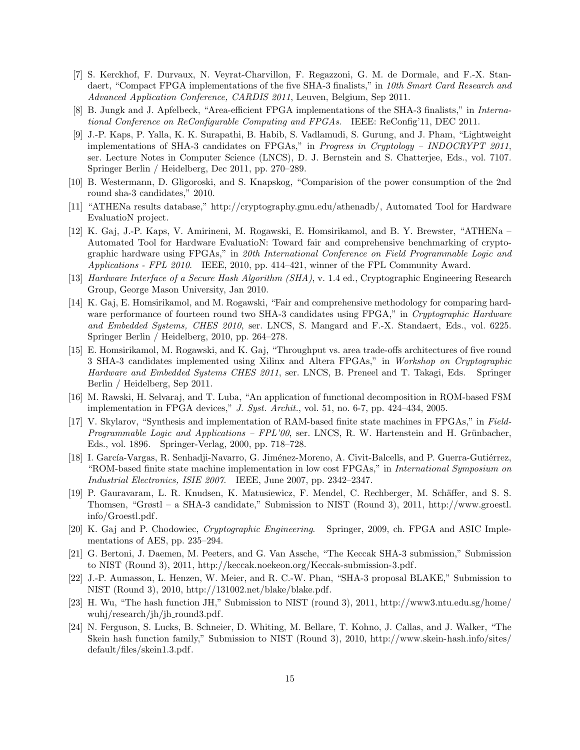[7] S. Kerckhof, F. Durvaux, N. Veyrat-Charvillon, F. Regazzoni, G. M. de Dormale, and F.-X. Standaert, "Compact FPGA implementations of the five SHA-3 finalists," in *10th Smart Card Research and Advanced Application Conference, CARDIS 2011*, Leuven, Belgium, Sep 2011.

[8] B. Jungk and J. Apfelbeck, "Area-efficient FPGA implementations of the SHA-3 finalists," in *International Conference on ReConfigurable Computing and FPGAs*. IEEE: ReConfig'11, DEC 2011.

[9] J.-P. Kaps, P. Yalla, K. K. Surapathi, B. Habib, S. Vadlamudi, S. Gurung, and J. Pham, "Lightweight implementations of SHA-3 candidates on FPGAs," in *Progress in Cryptology – INDOCRYPT 2011*, ser. Lecture Notes in Computer Science (LNCS), D. J. Bernstein and S. Chatterjee, Eds., vol. 7107. Springer Berlin / Heidelberg, Dec 2011, pp. 270–289.

[10] B. Westermann, D. Gligoroski, and S. Knapskog, "Comparision of the power consumption of the 2nd round sha-3 candidates," 2010.

[11] "ATHENa results database," http://cryptography.gmu.edu/athenadb/, Automated Tool for Hardware EvaluatioN project.

[12] K. Gaj, J.-P. Kaps, V. Amirineni, M. Rogawski, E. Homsirikamol, and B. Y. Brewster, "ATHENa – Automated Tool for Hardware EvaluatioN: Toward fair and comprehensive benchmarking of cryptographic hardware using FPGAs," in *20th International Conference on Field Programmable Logic and Applications - FPL 2010*. IEEE, 2010, pp. 414–421, winner of the FPL Community Award.

[13] *Hardware Interface of a Secure Hash Algorithm (SHA)*, v. 1.4 ed., Cryptographic Engineering Research Group, George Mason University, Jan 2010.

[14] K. Gaj, E. Homsirikamol, and M. Rogawski, "Fair and comprehensive methodology for comparing hardware performance of fourteen round two SHA-3 candidates using FPGA," in *Cryptographic Hardware and Embedded Systems, CHES 2010*, ser. LNCS, S. Mangard and F.-X. Standaert, Eds., vol. 6225. Springer Berlin / Heidelberg, 2010, pp. 264–278.

[15] E. Homsirikamol, M. Rogawski, and K. Gaj, "Throughput vs. area trade-offs architectures of five round 3 SHA-3 candidates implemented using Xilinx and Altera FPGAs," in *Workshop on Cryptographic Hardware and Embedded Systems CHES 2011*, ser. LNCS, B. Preneel and T. Takagi, Eds. Springer Berlin / Heidelberg, Sep 2011.

[16] M. Rawski, H. Selvaraj, and T. Luba, "An application of functional decomposition in ROM-based FSM implementation in FPGA devices," *J. Syst. Archit.*, vol. 51, no. 6-7, pp. 424–434, 2005.

[17] V. Skylarov, "Synthesis and implementation of RAM-based finite state machines in FPGAs," in *Field-Programmable Logic and Applications – FPL'00*, ser. LNCS, R. W. Hartenstein and H. Grünbacher, Eds., vol. 1896. Springer-Verlag, 2000, pp. 718–728.

[18] I. García-Vargas, R. Senhadji-Navarro, G. Jiménez-Moreno, A. Civit-Balcells, and P. Guerra-Gutiérrez, "ROM-based finite state machine implementation in low cost FPGAs," in *International Symposium on Industrial Electronics, ISIE 2007*. IEEE, June 2007, pp. 2342–2347.

[19] P. Gauravaram, L. R. Knudsen, K. Matusiewicz, F. Mendel, C. Rechberger, M. Schäffer, and S. S. Thomsen, "Grøstl – a SHA-3 candidate," Submission to NIST (Round 3), 2011, http://www.groestl.info/Groestl.pdf.

[20] K. Gaj and P. Chodowiec, *Cryptographic Engineering*. Springer, 2009, ch. FPGA and ASIC Implementations of AES, pp. 235–294.

[21] G. Bertoni, J. Daemen, M. Peeters, and G. Van Assche, "The Keccak SHA-3 submission," Submission to NIST (Round 3), 2011, http://keccak.noekeon.org/Keccak-submission-3.pdf.

[22] J.-P. Aumasson, L. Henzen, W. Meier, and R. C.-W. Phan, "SHA-3 proposal BLAKE," Submission to NIST (Round 3), 2010, http://131002.net/blake/blake.pdf.

[23] H. Wu, "The hash function JH," Submission to NIST (round 3), 2011, http://www3.ntu.edu.sg/home/wuhj/research/jh/jh_round3.pdf.

[24] N. Ferguson, S. Lucks, B. Schneier, D. Whiting, M. Bellare, T. Kohno, J. Callas, and J. Walker, "The Skein hash function family," Submission to NIST (Round 3), 2010, http://www.skein-hash.info/sites/default/files/skein1.3.pdf.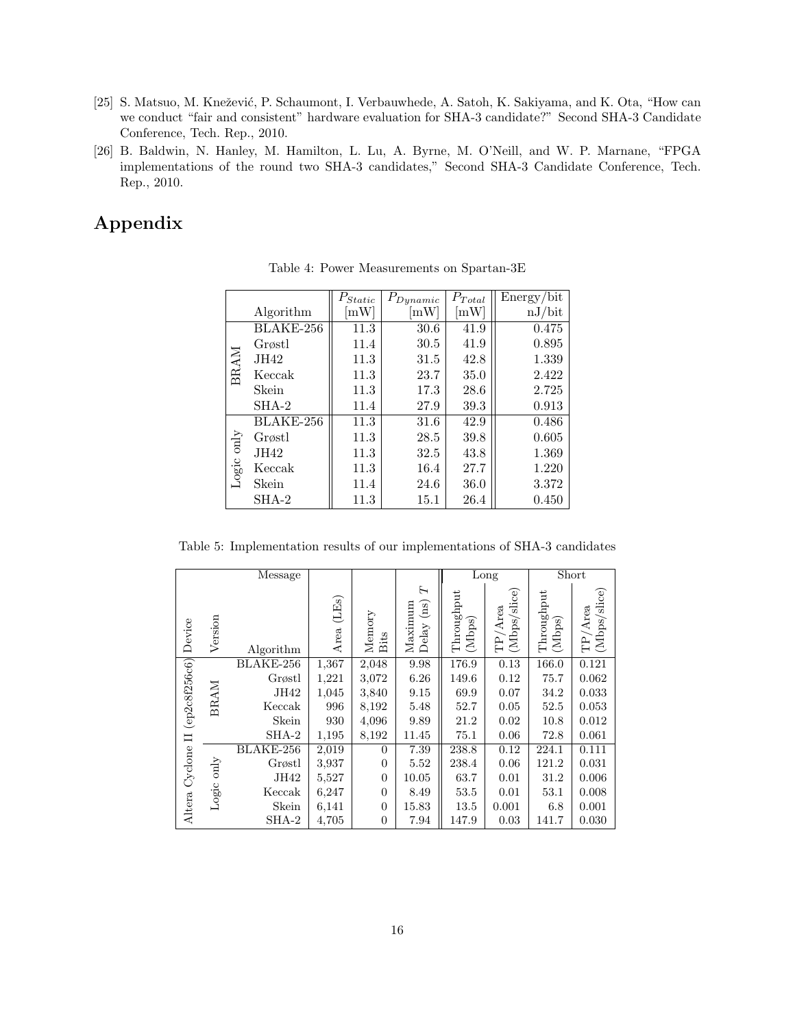[25] S. Matsuo, M. Knežević, P. Schaumont, I. Verbauwhede, A. Satoh, K. Sakiyama, and K. Ota, "How can we conduct "fair and consistent" hardware evaluation for SHA-3 candidate?" Second SHA-3 Candidate Conference, Tech. Rep., 2010.

[26] B. Baldwin, N. Hanley, M. Hamilton, L. Lu, A. Byrne, M. O'Neill, and W. P. Marnane, "FPGA implementations of the round two SHA-3 candidates," Second SHA-3 Candidate Conference, Tech. Rep., 2010.

# Appendix

Table 4: Power Measurements on Spartan-3E

| | Algorithm | $P_{Static}$ [mW] | $P_{Dynamic}$ [mW] | $P_{Total}$ [mW] | Energy/bit nJ/bit |
|---|---|---|---|---|---|
| BRAM | BLAKE-256 | 11.3 | 30.6 | 41.9 | 0.475 |
| | Grøstl | 11.4 | 30.5 | 41.9 | 0.895 |
| | JH42 | 11.3 | 31.5 | 42.8 | 1.339 |
| | Keccak | 11.3 | 23.7 | 35.0 | 2.422 |
| | Skein | 11.3 | 17.3 | 28.6 | 2.725 |
| | SHA-2 | 11.4 | 27.9 | 39.3 | 0.913 |
| Logic only | BLAKE-256 | 11.3 | 31.6 | 42.9 | 0.486 |
| | Grøstl | 11.3 | 28.5 | 39.8 | 0.605 |
| | JH42 | 11.3 | 32.5 | 43.8 | 1.369 |
| | Keccak | 11.3 | 16.4 | 27.7 | 1.220 |
| | Skein | 11.4 | 24.6 | 36.0 | 3.372 |
| | SHA-2 | 11.3 | 15.1 | 26.4 | 0.450 |

Table 5: Implementation results of our implementations of SHA-3 candidates

| | | Message | | | | Long | | Short | |
|---|---|---|---|---|---|---|---|---|---|
| Device | Version | Algorithm | Area (LEs) | Memory Bits | Maximum Delay (ns) $T$ | Throughput (Mbps) | TP/Area (Mbps/slice) | Throughput (Mbps) | TP/Area (Mbps/slice) |
| Altera Cyclone II (ep2c8f256c6) | BRAM | BLAKE-256 | 1,367 | 2,048 | 9.98 | 176.9 | 0.13 | 166.0 | 0.121 |
| | | Grøstl | 1,221 | 3,072 | 6.26 | 149.6 | 0.12 | 75.7 | 0.062 |
| | | JH42 | 1,045 | 3,840 | 9.15 | 69.9 | 0.07 | 34.2 | 0.033 |
| | | Keccak | 996 | 8,192 | 5.48 | 52.7 | 0.05 | 52.5 | 0.053 |
| | | Skein | 930 | 4,096 | 9.89 | 21.2 | 0.02 | 10.8 | 0.012 |
| | | SHA-2 | 1,195 | 8,192 | 11.45 | 75.1 | 0.06 | 72.8 | 0.061 |
| | Logic only | BLAKE-256 | 2,019 | 0 | 7.39 | 238.8 | 0.12 | 224.1 | 0.111 |
| | | Grøstl | 3,937 | 0 | 5.52 | 238.4 | 0.06 | 121.2 | 0.031 |
| | | JH42 | 5,527 | 0 | 10.05 | 63.7 | 0.01 | 31.2 | 0.006 |
| | | Keccak | 6,247 | 0 | 8.49 | 53.5 | 0.01 | 53.1 | 0.008 |
| | | Skein | 6,141 | 0 | 15.83 | 13.5 | 0.001 | 6.8 | 0.001 |
| | | SHA-2 | 4,705 | 0 | 7.94 | 147.9 | 0.03 | 141.7 | 0.030 |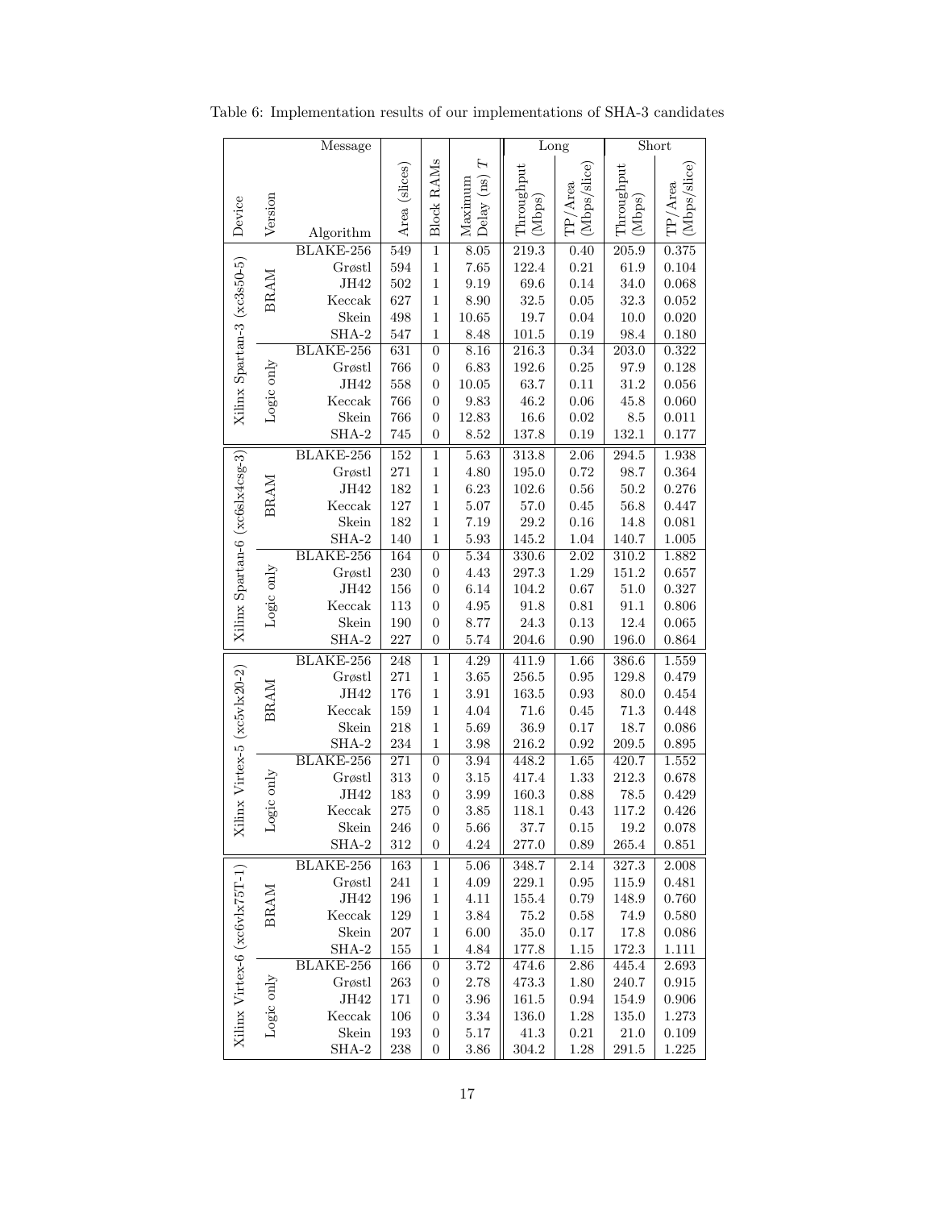Table 6: Implementation results of our implementations of SHA-3 candidates

| Device | Version | Algorithm | Area (slices) | Block RAMs | Maximum Delay (ns) $T$ | Long: Throughput (Mbps) | Long: TP/Area (Mbps/slice) | Short: Throughput (Mbps) | Short: TP/Area (Mbps/slice) |
|---|---|---|---|---|---|---|---|---|---|
| Xilinx Spartan-3 (xc3s50-5) | BRAM | BLAKE-256 | 549 | 1 | 8.05 | 219.3 | 0.40 | 205.9 | 0.375 |
| | | Grøstl | 594 | 1 | 7.65 | 122.4 | 0.21 | 61.9 | 0.104 |
| | | JH42 | 502 | 1 | 9.19 | 69.6 | 0.14 | 34.0 | 0.068 |
| | | Keccak | 627 | 1 | 8.90 | 32.5 | 0.05 | 32.3 | 0.052 |
| | | Skein | 498 | 1 | 10.65 | 19.7 | 0.04 | 10.0 | 0.020 |
| | | SHA-2 | 547 | 1 | 8.48 | 101.5 | 0.19 | 98.4 | 0.180 |
| | Logic only | BLAKE-256 | 631 | 0 | 8.16 | 216.3 | 0.34 | 203.0 | 0.322 |
| | | Grøstl | 766 | 0 | 6.83 | 192.6 | 0.25 | 97.9 | 0.128 |
| | | JH42 | 558 | 0 | 10.05 | 63.7 | 0.11 | 31.2 | 0.056 |
| | | Keccak | 766 | 0 | 9.83 | 46.2 | 0.06 | 45.8 | 0.060 |
| | | Skein | 766 | 0 | 12.83 | 16.6 | 0.02 | 8.5 | 0.011 |
| | | SHA-2 | 745 | 0 | 8.52 | 137.8 | 0.19 | 132.1 | 0.177 |
| Xilinx Spartan-6 (xc6slx4csg-3) | BRAM | BLAKE-256 | 152 | 1 | 5.63 | 313.8 | 2.06 | 294.5 | 1.938 |
| | | Grøstl | 271 | 1 | 4.80 | 195.0 | 0.72 | 98.7 | 0.364 |
| | | JH42 | 182 | 1 | 6.23 | 102.6 | 0.56 | 50.2 | 0.276 |
| | | Keccak | 127 | 1 | 5.07 | 57.0 | 0.45 | 56.8 | 0.447 |
| | | Skein | 182 | 1 | 7.19 | 29.2 | 0.16 | 14.8 | 0.081 |
| | | SHA-2 | 140 | 1 | 5.93 | 145.2 | 1.04 | 140.7 | 1.005 |
| | Logic only | BLAKE-256 | 164 | 0 | 5.34 | 330.6 | 2.02 | 310.2 | 1.882 |
| | | Grøstl | 230 | 0 | 4.43 | 297.3 | 1.29 | 151.2 | 0.657 |
| | | JH42 | 156 | 0 | 6.14 | 104.2 | 0.67 | 51.0 | 0.327 |
| | | Keccak | 113 | 0 | 4.95 | 91.8 | 0.81 | 91.1 | 0.806 |
| | | Skein | 190 | 0 | 8.77 | 24.3 | 0.13 | 12.4 | 0.065 |
| | | SHA-2 | 227 | 0 | 5.74 | 204.6 | 0.90 | 196.0 | 0.864 |
| Xilinx Virtex-5 (xc5vlx20-2) | BRAM | BLAKE-256 | 248 | 1 | 4.29 | 411.9 | 1.66 | 386.6 | 1.559 |
| | | Grøstl | 271 | 1 | 3.65 | 256.5 | 0.95 | 129.8 | 0.479 |
| | | JH42 | 176 | 1 | 3.91 | 163.5 | 0.93 | 80.0 | 0.454 |
| | | Keccak | 159 | 1 | 4.04 | 71.6 | 0.45 | 71.3 | 0.448 |
| | | Skein | 218 | 1 | 5.69 | 36.9 | 0.17 | 18.7 | 0.086 |
| | | SHA-2 | 234 | 1 | 3.98 | 216.2 | 0.92 | 209.5 | 0.895 |
| | Logic only | BLAKE-256 | 271 | 0 | 3.94 | 448.2 | 1.65 | 420.7 | 1.552 |
| | | Grøstl | 313 | 0 | 3.15 | 417.4 | 1.33 | 212.3 | 0.678 |
| | | JH42 | 183 | 0 | 3.99 | 160.3 | 0.88 | 78.5 | 0.429 |
| | | Keccak | 275 | 0 | 3.85 | 118.1 | 0.43 | 117.2 | 0.426 |
| | | Skein | 246 | 0 | 5.66 | 37.7 | 0.15 | 19.2 | 0.078 |
| | | SHA-2 | 312 | 0 | 4.24 | 277.0 | 0.89 | 265.4 | 0.851 |
| Xilinx Virtex-6 (xc6vlx75T-1) | BRAM | BLAKE-256 | 163 | 1 | 5.06 | 348.7 | 2.14 | 327.3 | 2.008 |
| | | Grøstl | 241 | 1 | 4.09 | 229.1 | 0.95 | 115.9 | 0.481 |
| | | JH42 | 196 | 1 | 4.11 | 155.4 | 0.79 | 148.9 | 0.760 |
| | | Keccak | 129 | 1 | 3.84 | 75.2 | 0.58 | 74.9 | 0.580 |
| | | Skein | 207 | 1 | 6.00 | 35.0 | 0.17 | 17.8 | 0.086 |
| | | SHA-2 | 155 | 1 | 4.84 | 177.8 | 1.15 | 172.3 | 1.111 |
| | Logic only | BLAKE-256 | 166 | 0 | 3.72 | 474.6 | 2.86 | 445.4 | 2.693 |
| | | Grøstl | 263 | 0 | 2.78 | 473.3 | 1.80 | 240.7 | 0.915 |
| | | JH42 | 171 | 0 | 3.96 | 161.5 | 0.94 | 154.9 | 0.906 |
| | | Keccak | 106 | 0 | 3.34 | 136.0 | 1.28 | 135.0 | 1.273 |
| | | Skein | 193 | 0 | 5.17 | 41.3 | 0.21 | 21.0 | 0.109 |
| | | SHA-2 | 238 | 0 | 3.86 | 304.2 | 1.28 | 291.5 | 1.225 |